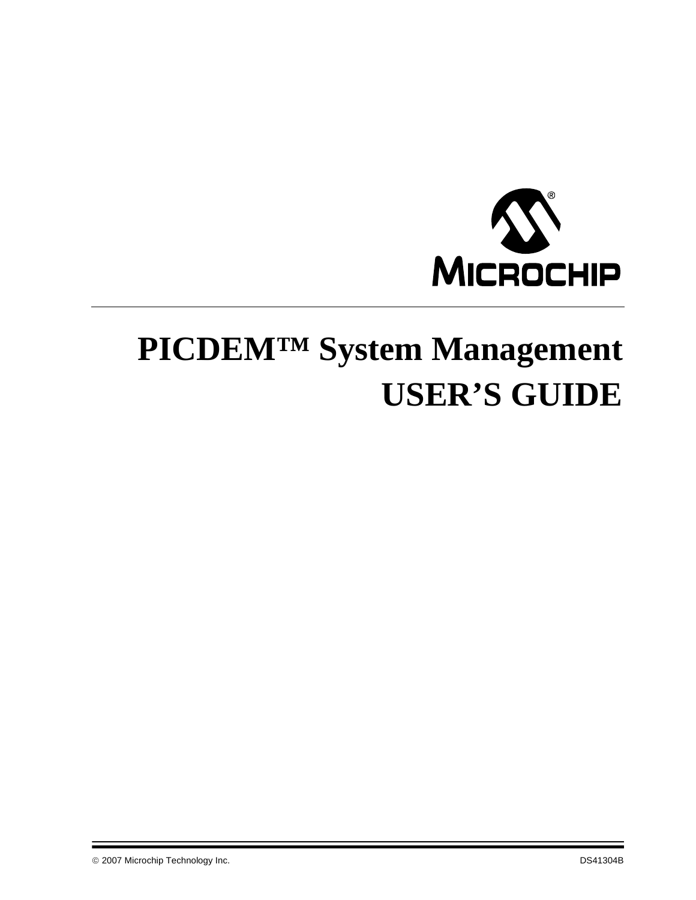# PICDEM™ System Management USER'S GUIDE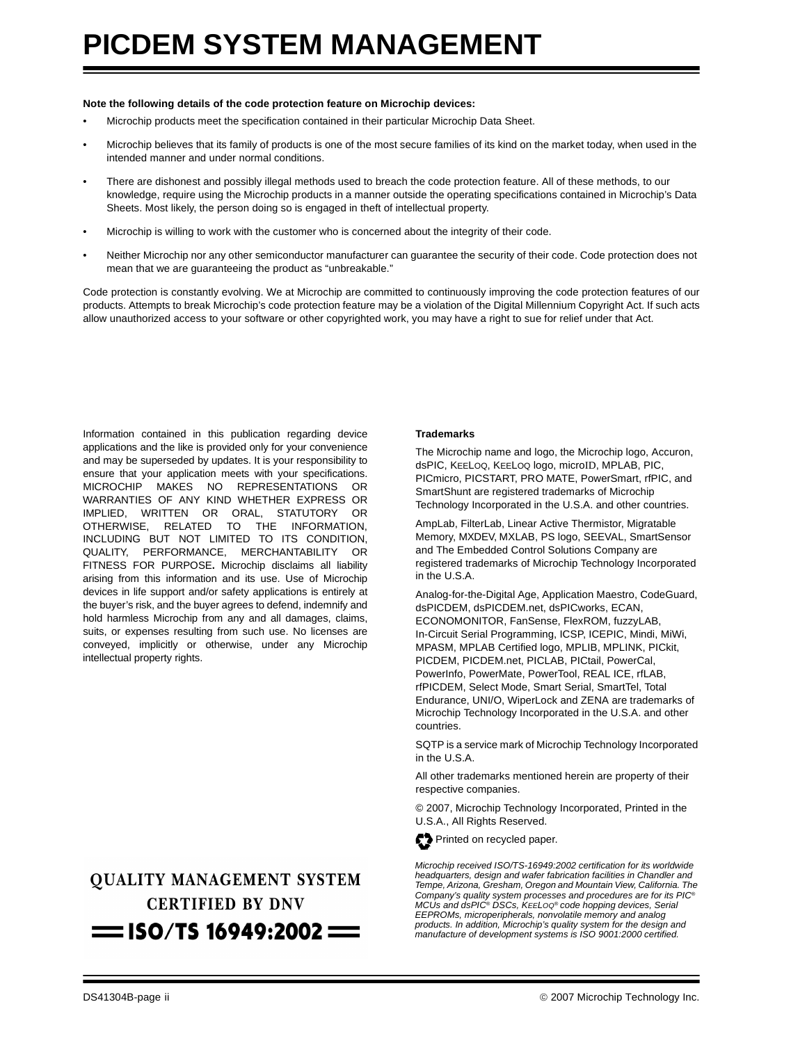# PICDEM SYSTEM MANAGEMENT

**Note the following details of the code protection feature on Microchip devices:**

- Microchip products meet the specification contained in their particular Microchip Data Sheet.
- Microchip believes that its family of products is one of the most secure families of its kind on the market today, when used in the intended manner and under normal conditions.
- There are dishonest and possibly illegal methods used to breach the code protection feature. All of these methods, to our knowledge, require using the Microchip products in a manner outside the operating specifications contained in Microchip's Data Sheets. Most likely, the person doing so is engaged in theft of intellectual property.
- Microchip is willing to work with the customer who is concerned about the integrity of their code.
- Neither Microchip nor any other semiconductor manufacturer can guarantee the security of their code. Code protection does not mean that we are guaranteeing the product as "unbreakable."

Code protection is constantly evolving. We at Microchip are committed to continuously improving the code protection features of our products. Attempts to break Microchip's code protection feature may be a violation of the Digital Millennium Copyright Act. If such acts allow unauthorized access to your software or other copyrighted work, you may have a right to sue for relief under that Act.

Information contained in this publication regarding device applications and the like is provided only for your convenience and may be superseded by updates. It is your responsibility to ensure that your application meets with your specifications. MICROCHIP MAKES NO REPRESENTATIONS OR WARRANTIES OF ANY KIND WHETHER EXPRESS OR IMPLIED, WRITTEN OR ORAL, STATUTORY OR OTHERWISE, RELATED TO THE INFORMATION, INCLUDING BUT NOT LIMITED TO ITS CONDITION, QUALITY, PERFORMANCE, MERCHANTABILITY OR FITNESS FOR PURPOSE**.** Microchip disclaims all liability arising from this information and its use. Use of Microchip devices in life support and/or safety applications is entirely at the buyer's risk, and the buyer agrees to defend, indemnify and hold harmless Microchip from any and all damages, claims, suits, or expenses resulting from such use. No licenses are conveyed, implicitly or otherwise, under any Microchip intellectual property rights.

QUALITY MANAGEMENT SYSTEM
CERTIFIED BY DNV
ISO/TS 16949:2002

**Trademarks**

The Microchip name and logo, the Microchip logo, Accuron, dsPIC, KEELOQ, KEELOQ logo, microID, MPLAB, PIC, PICmicro, PICSTART, PRO MATE, PowerSmart, rfPIC, and SmartShunt are registered trademarks of Microchip Technology Incorporated in the U.S.A. and other countries.

AmpLab, FilterLab, Linear Active Thermistor, Migratable Memory, MXDEV, MXLAB, PS logo, SEEVAL, SmartSensor and The Embedded Control Solutions Company are registered trademarks of Microchip Technology Incorporated in the U.S.A.

Analog-for-the-Digital Age, Application Maestro, CodeGuard, dsPICDEM, dsPICDEM.net, dsPICworks, ECAN, ECONOMONITOR, FanSense, FlexROM, fuzzyLAB, In-Circuit Serial Programming, ICSP, ICEPIC, Mindi, MiWi, MPASM, MPLAB Certified logo, MPLIB, MPLINK, PICkit, PICDEM, PICDEM.net, PICLAB, PICtail, PowerCal, PowerInfo, PowerMate, PowerTool, REAL ICE, rfLAB, rfPICDEM, Select Mode, Smart Serial, SmartTel, Total Endurance, UNI/O, WiperLock and ZENA are trademarks of Microchip Technology Incorporated in the U.S.A. and other countries.

SQTP is a service mark of Microchip Technology Incorporated in the U.S.A.

All other trademarks mentioned herein are property of their respective companies.

© 2007, Microchip Technology Incorporated, Printed in the U.S.A., All Rights Reserved.

Printed on recycled paper.

*Microchip received ISO/TS-16949:2002 certification for its worldwide headquarters, design and wafer fabrication facilities in Chandler and Tempe, Arizona, Gresham, Oregon and Mountain View, California. The Company's quality system processes and procedures are for its PIC® MCUs and dsPIC® DSCs, KEELOQ® code hopping devices, Serial EEPROMs, microperipherals, nonvolatile memory and analog products. In addition, Microchip's quality system for the design and manufacture of development systems is ISO 9001:2000 certified.*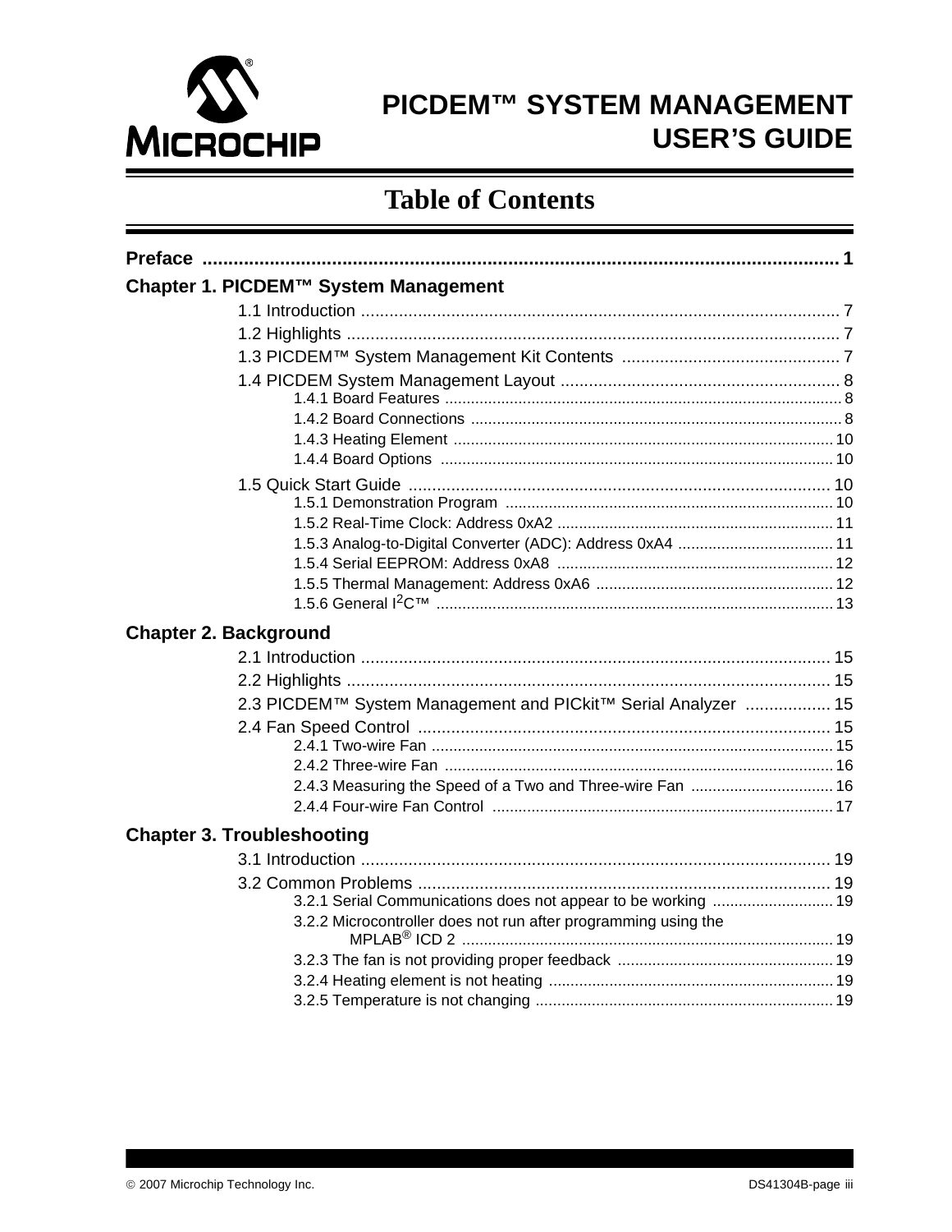# PICDEM™ SYSTEM MANAGEMENT USER'S GUIDE

## Table of Contents

**Preface** .......................................................... 1

**Chapter 1. PICDEM™ System Management**

- 1.1 Introduction .......................................................... 7
- 1.2 Highlights .......................................................... 7
- 1.3 PICDEM™ System Management Kit Contents .......................................................... 7
- 1.4 PICDEM System Management Layout .......................................................... 8
  - 1.4.1 Board Features .......................................................... 8
  - 1.4.2 Board Connections .......................................................... 8
  - 1.4.3 Heating Element .......................................................... 10
  - 1.4.4 Board Options .......................................................... 10
- 1.5 Quick Start Guide .......................................................... 10
  - 1.5.1 Demonstration Program .......................................................... 10
  - 1.5.2 Real-Time Clock: Address 0xA2 .......................................................... 11
  - 1.5.3 Analog-to-Digital Converter (ADC): Address 0xA4 .......................................................... 11
  - 1.5.4 Serial EEPROM: Address 0xA8 .......................................................... 12
  - 1.5.5 Thermal Management: Address 0xA6 .......................................................... 12
  - 1.5.6 General $I^2C$™ .......................................................... 13

**Chapter 2. Background**

- 2.1 Introduction .......................................................... 15
- 2.2 Highlights .......................................................... 15
- 2.3 PICDEM™ System Management and PICkit™ Serial Analyzer .......................................................... 15
- 2.4 Fan Speed Control .......................................................... 15
  - 2.4.1 Two-wire Fan .......................................................... 15
  - 2.4.2 Three-wire Fan .......................................................... 16
  - 2.4.3 Measuring the Speed of a Two and Three-wire Fan .......................................................... 16
  - 2.4.4 Four-wire Fan Control .......................................................... 17

**Chapter 3. Troubleshooting**

- 3.1 Introduction .......................................................... 19
- 3.2 Common Problems .......................................................... 19
  - 3.2.1 Serial Communications does not appear to be working .......................................................... 19
  - 3.2.2 Microcontroller does not run after programming using the MPLAB® ICD 2 .......................................................... 19
  - 3.2.3 The fan is not providing proper feedback .......................................................... 19
  - 3.2.4 Heating element is not heating .......................................................... 19
  - 3.2.5 Temperature is not changing .......................................................... 19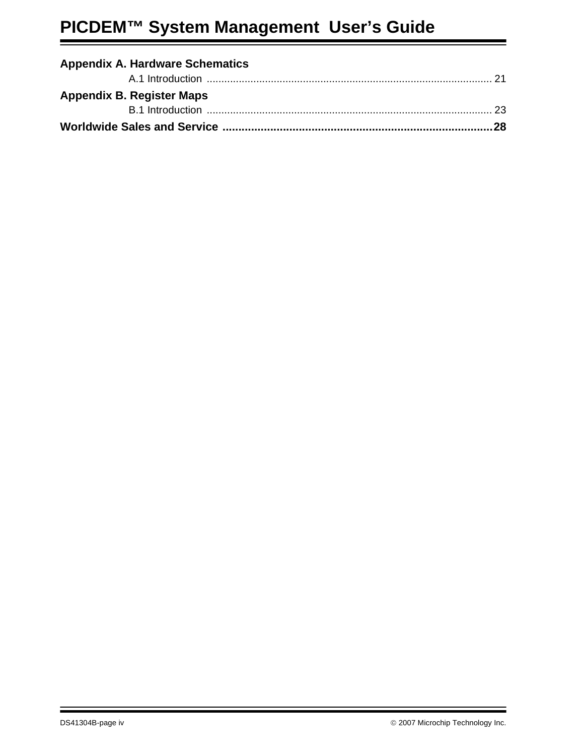**Appendix A. Hardware Schematics**

A.1 Introduction ................................................................................................. 21

**Appendix B. Register Maps**

B.1 Introduction ................................................................................................. 23

**Worldwide Sales and Service ...................................................................................28**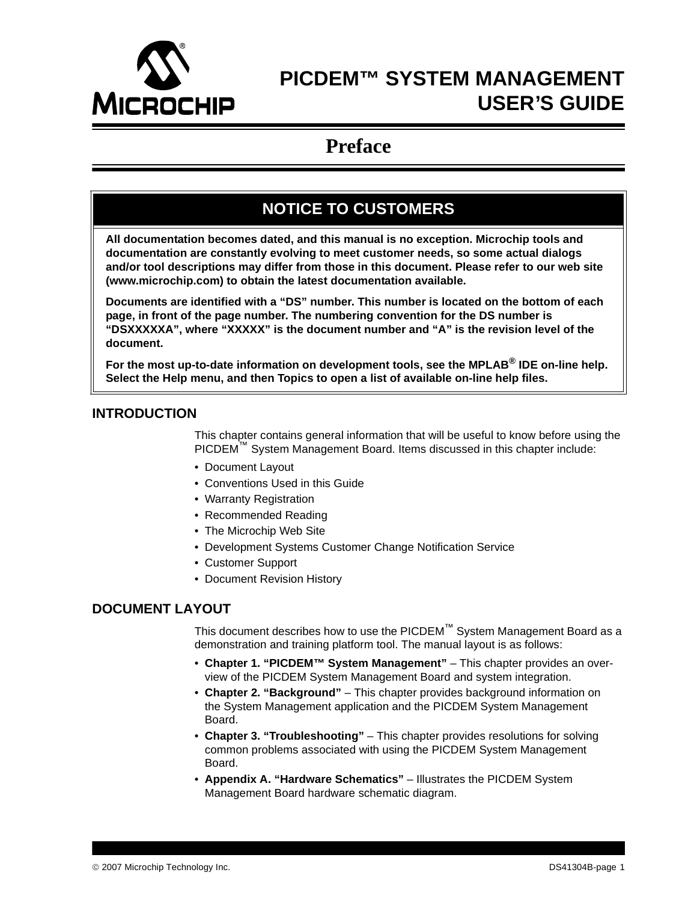# PICDEM™ SYSTEM MANAGEMENT USER'S GUIDE

## Preface

> **NOTICE TO CUSTOMERS**
>
> **All documentation becomes dated, and this manual is no exception. Microchip tools and documentation are constantly evolving to meet customer needs, so some actual dialogs and/or tool descriptions may differ from those in this document. Please refer to our web site (www.microchip.com) to obtain the latest documentation available.**
>
> **Documents are identified with a "DS" number. This number is located on the bottom of each page, in front of the page number. The numbering convention for the DS number is "DSXXXXXA", where "XXXXX" is the document number and "A" is the revision level of the document.**
>
> **For the most up-to-date information on development tools, see the MPLAB® IDE on-line help. Select the Help menu, and then Topics to open a list of available on-line help files.**

### INTRODUCTION

This chapter contains general information that will be useful to know before using the PICDEM™ System Management Board. Items discussed in this chapter include:

- Document Layout
- Conventions Used in this Guide
- Warranty Registration
- Recommended Reading
- The Microchip Web Site
- Development Systems Customer Change Notification Service
- Customer Support
- Document Revision History

### DOCUMENT LAYOUT

This document describes how to use the PICDEM™ System Management Board as a demonstration and training platform tool. The manual layout is as follows:

- **Chapter 1. "PICDEM™ System Management"** – This chapter provides an overview of the PICDEM System Management Board and system integration.
- **Chapter 2. "Background"** – This chapter provides background information on the System Management application and the PICDEM System Management Board.
- **Chapter 3. "Troubleshooting"** – This chapter provides resolutions for solving common problems associated with using the PICDEM System Management Board.
- **Appendix A. "Hardware Schematics"** – Illustrates the PICDEM System Management Board hardware schematic diagram.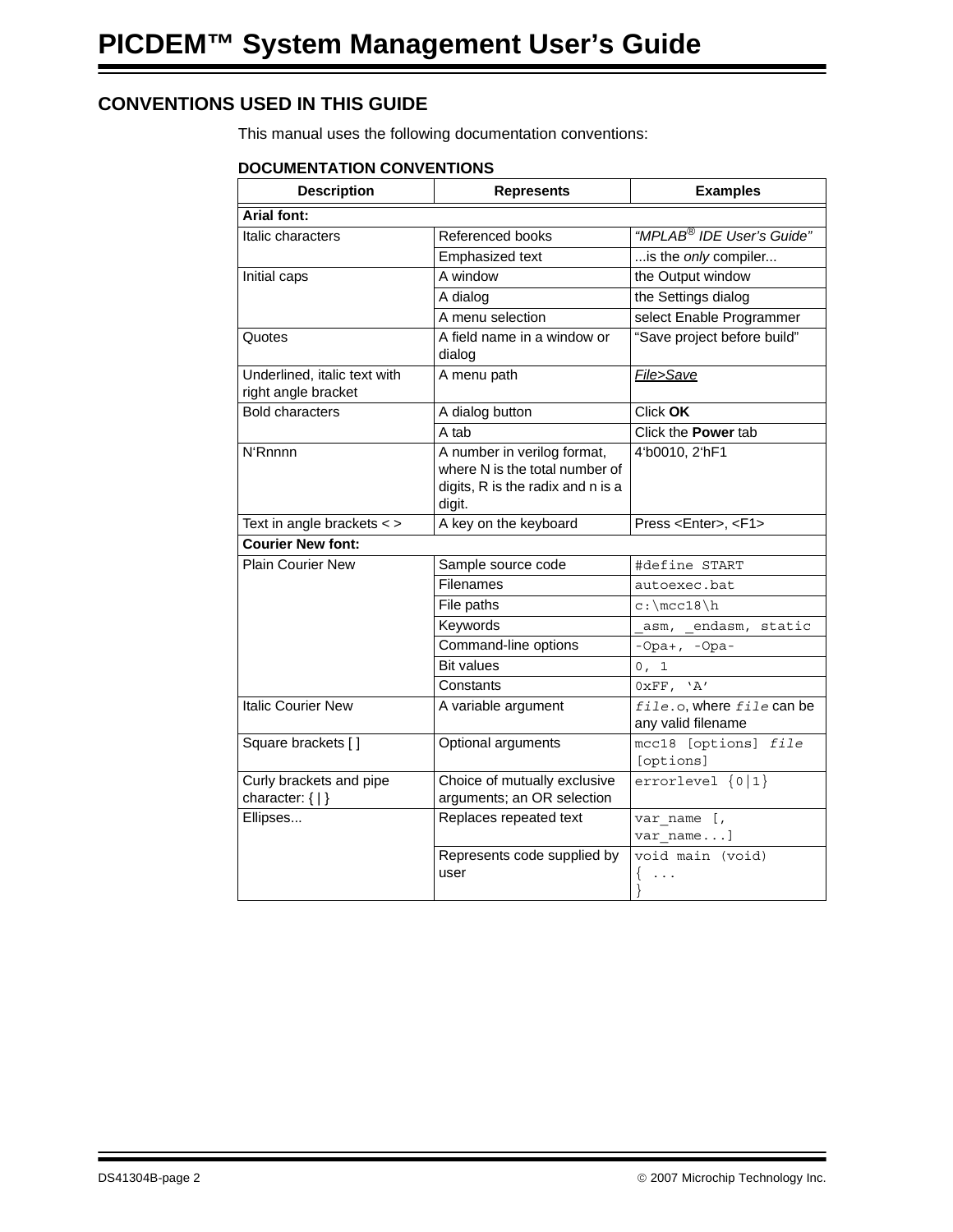## CONVENTIONS USED IN THIS GUIDE

This manual uses the following documentation conventions:

**DOCUMENTATION CONVENTIONS**

| Description | Represents | Examples |
|---|---|---|
| **Arial font:** | | |
| Italic characters | Referenced books | *“MPLAB® IDE User’s Guide”* |
| | Emphasized text | ...is the *only* compiler... |
| Initial caps | A window | the Output window |
| | A dialog | the Settings dialog |
| | A menu selection | select Enable Programmer |
| Quotes | A field name in a window or dialog | “Save project before build” |
| Underlined, italic text with right angle bracket | A menu path | *File>Save* |
| Bold characters | A dialog button | Click **OK** |
| | A tab | Click the **Power** tab |
| N‘Rnnnn | A number in verilog format, where N is the total number of digits, R is the radix and n is a digit. | 4‘b0010, 2‘hF1 |
| Text in angle brackets < > | A key on the keyboard | Press <Enter>, <F1> |
| **Courier New font:** | | |
| Plain Courier New | Sample source code | `#define START` |
| | Filenames | `autoexec.bat` |
| | File paths | `c:\mcc18\h` |
| | Keywords | `_asm, _endasm, static` |
| | Command-line options | `-Opa+, -Opa-` |
| | Bit values | `0, 1` |
| | Constants | `0xFF, ‘A’` |
| Italic Courier New | A variable argument | *`file`*`.o`, where *`file`* can be any valid filename |
| Square brackets [ ] | Optional arguments | `mcc18 [options]` *`file`* `[options]` |
| Curly brackets and pipe character: { \| } | Choice of mutually exclusive arguments; an OR selection | `errorlevel {0\|1}` |
| Ellipses... | Replaces repeated text | `var_name [, var_name...]` |
| | Represents code supplied by user | `void main (void) { ... }` |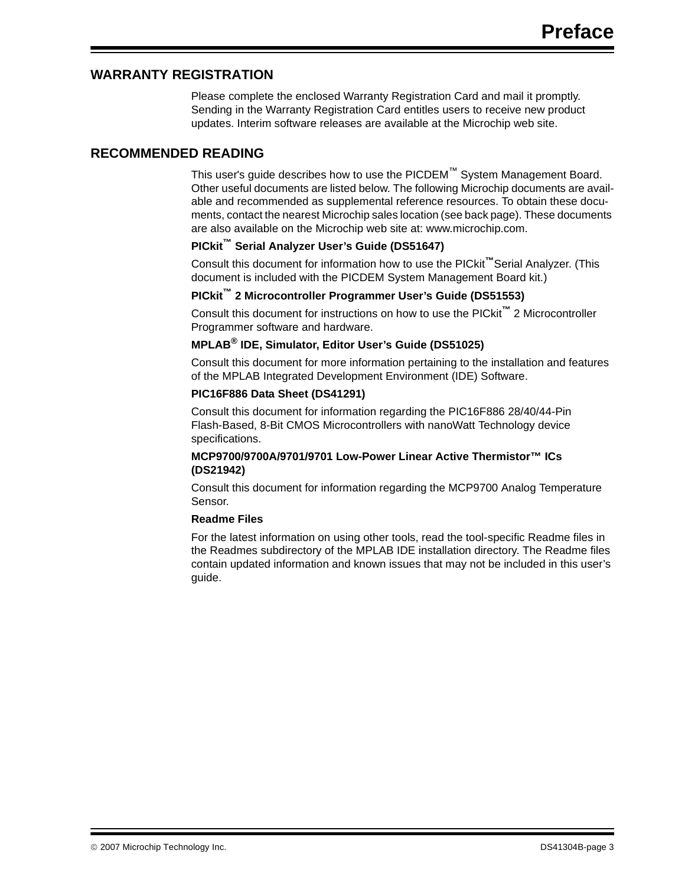## WARRANTY REGISTRATION

Please complete the enclosed Warranty Registration Card and mail it promptly. Sending in the Warranty Registration Card entitles users to receive new product updates. Interim software releases are available at the Microchip web site.

## RECOMMENDED READING

This user's guide describes how to use the PICDEM™ System Management Board. Other useful documents are listed below. The following Microchip documents are available and recommended as supplemental reference resources. To obtain these documents, contact the nearest Microchip sales location (see back page). These documents are also available on the Microchip web site at: www.microchip.com.

**PICkit™ Serial Analyzer User's Guide (DS51647)**

Consult this document for information how to use the PICkit™ Serial Analyzer. (This document is included with the PICDEM System Management Board kit.)

**PICkit™ 2 Microcontroller Programmer User's Guide (DS51553)**

Consult this document for instructions on how to use the PICkit™ 2 Microcontroller Programmer software and hardware.

**MPLAB® IDE, Simulator, Editor User's Guide (DS51025)**

Consult this document for more information pertaining to the installation and features of the MPLAB Integrated Development Environment (IDE) Software.

**PIC16F886 Data Sheet (DS41291)**

Consult this document for information regarding the PIC16F886 28/40/44-Pin Flash-Based, 8-Bit CMOS Microcontrollers with nanoWatt Technology device specifications.

**MCP9700/9700A/9701/9701 Low-Power Linear Active Thermistor™ ICs (DS21942)**

Consult this document for information regarding the MCP9700 Analog Temperature Sensor.

**Readme Files**

For the latest information on using other tools, read the tool-specific Readme files in the Readmes subdirectory of the MPLAB IDE installation directory. The Readme files contain updated information and known issues that may not be included in this user's guide.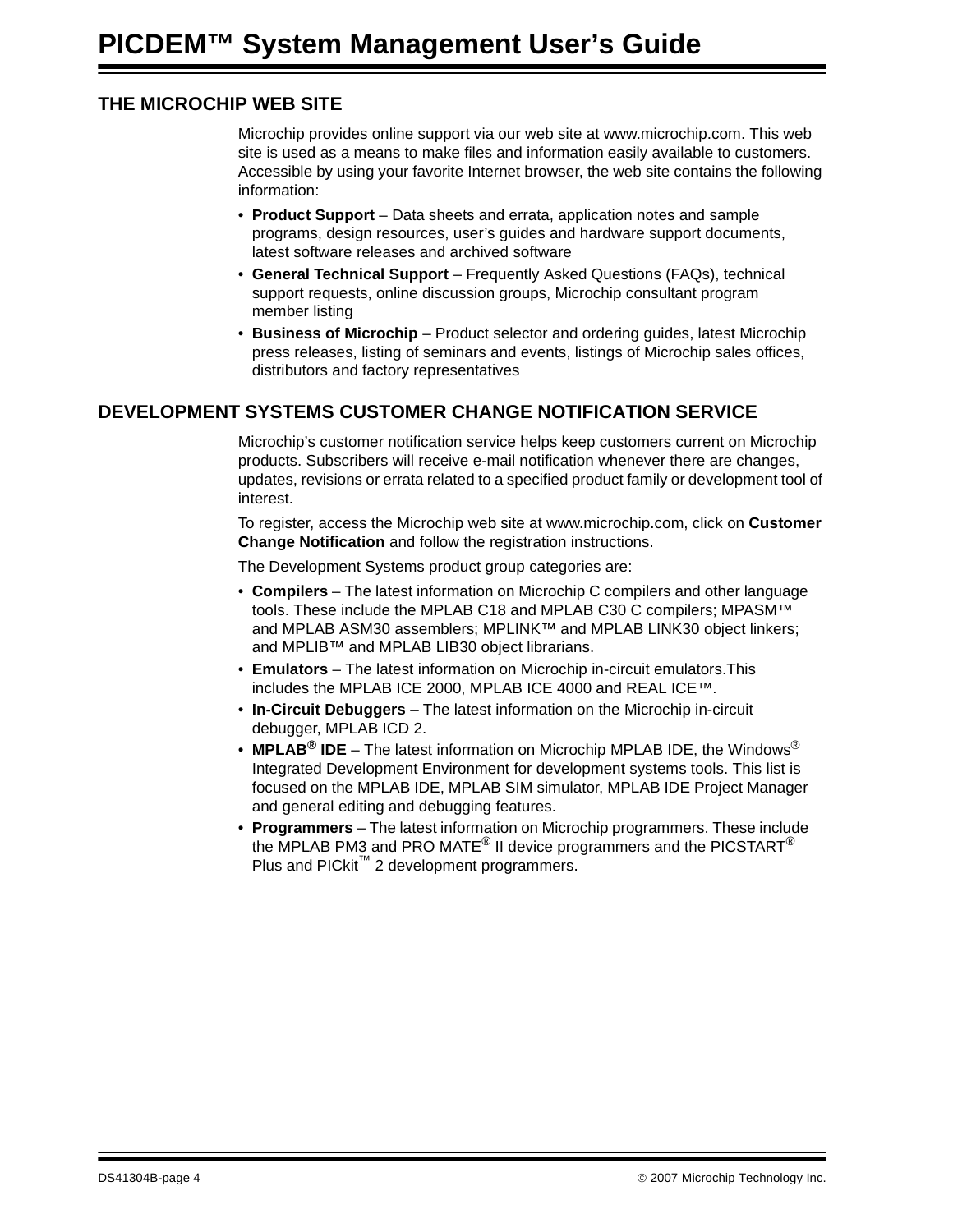## THE MICROCHIP WEB SITE

Microchip provides online support via our web site at www.microchip.com. This web site is used as a means to make files and information easily available to customers. Accessible by using your favorite Internet browser, the web site contains the following information:

- **Product Support** – Data sheets and errata, application notes and sample programs, design resources, user's guides and hardware support documents, latest software releases and archived software
- **General Technical Support** – Frequently Asked Questions (FAQs), technical support requests, online discussion groups, Microchip consultant program member listing
- **Business of Microchip** – Product selector and ordering guides, latest Microchip press releases, listing of seminars and events, listings of Microchip sales offices, distributors and factory representatives

## DEVELOPMENT SYSTEMS CUSTOMER CHANGE NOTIFICATION SERVICE

Microchip's customer notification service helps keep customers current on Microchip products. Subscribers will receive e-mail notification whenever there are changes, updates, revisions or errata related to a specified product family or development tool of interest.

To register, access the Microchip web site at www.microchip.com, click on **Customer Change Notification** and follow the registration instructions.

The Development Systems product group categories are:

- **Compilers** – The latest information on Microchip C compilers and other language tools. These include the MPLAB C18 and MPLAB C30 C compilers; MPASM™ and MPLAB ASM30 assemblers; MPLINK™ and MPLAB LINK30 object linkers; and MPLIB™ and MPLAB LIB30 object librarians.
- **Emulators** – The latest information on Microchip in-circuit emulators.This includes the MPLAB ICE 2000, MPLAB ICE 4000 and REAL ICE™.
- **In-Circuit Debuggers** – The latest information on the Microchip in-circuit debugger, MPLAB ICD 2.
- **MPLAB® IDE** – The latest information on Microchip MPLAB IDE, the Windows® Integrated Development Environment for development systems tools. This list is focused on the MPLAB IDE, MPLAB SIM simulator, MPLAB IDE Project Manager and general editing and debugging features.
- **Programmers** – The latest information on Microchip programmers. These include the MPLAB PM3 and PRO MATE® II device programmers and the PICSTART® Plus and PICkit™ 2 development programmers.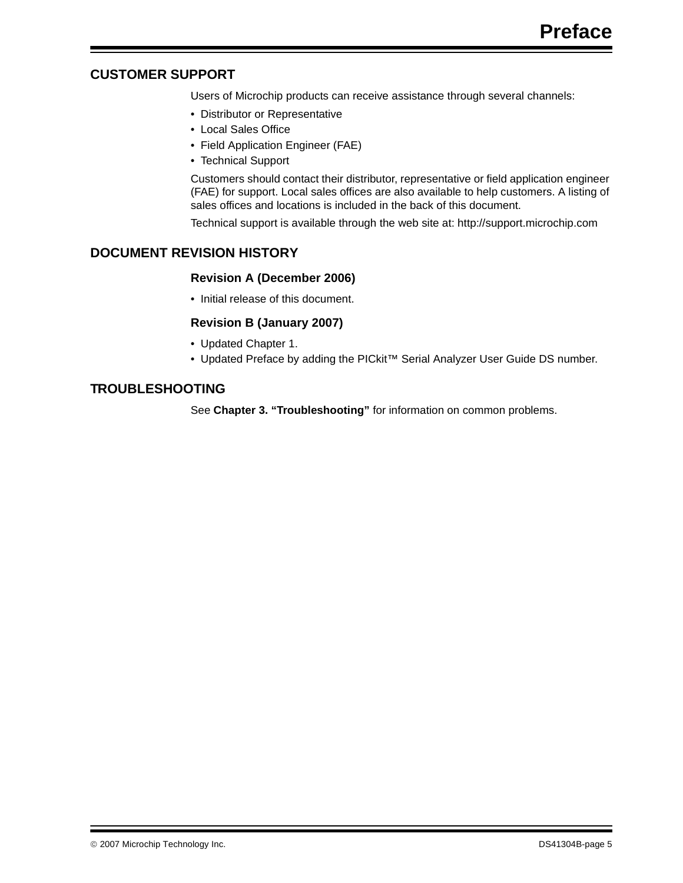## CUSTOMER SUPPORT

Users of Microchip products can receive assistance through several channels:

- Distributor or Representative
- Local Sales Office
- Field Application Engineer (FAE)
- Technical Support

Customers should contact their distributor, representative or field application engineer (FAE) for support. Local sales offices are also available to help customers. A listing of sales offices and locations is included in the back of this document.

Technical support is available through the web site at: http://support.microchip.com

## DOCUMENT REVISION HISTORY

### Revision A (December 2006)

- Initial release of this document.

### Revision B (January 2007)

- Updated Chapter 1.
- Updated Preface by adding the PICkit™ Serial Analyzer User Guide DS number.

## TROUBLESHOOTING

See **Chapter 3. “Troubleshooting”** for information on common problems.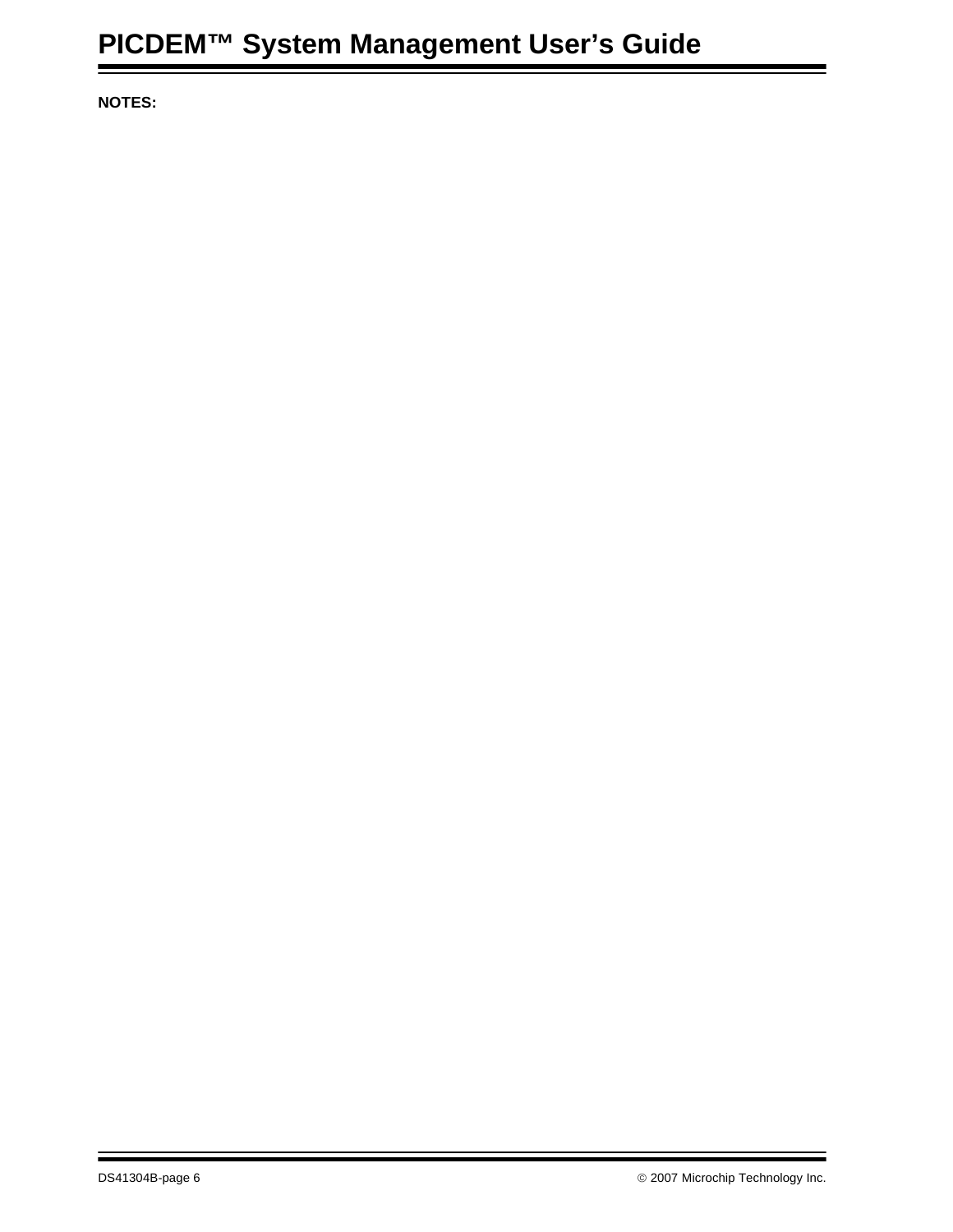**NOTES:**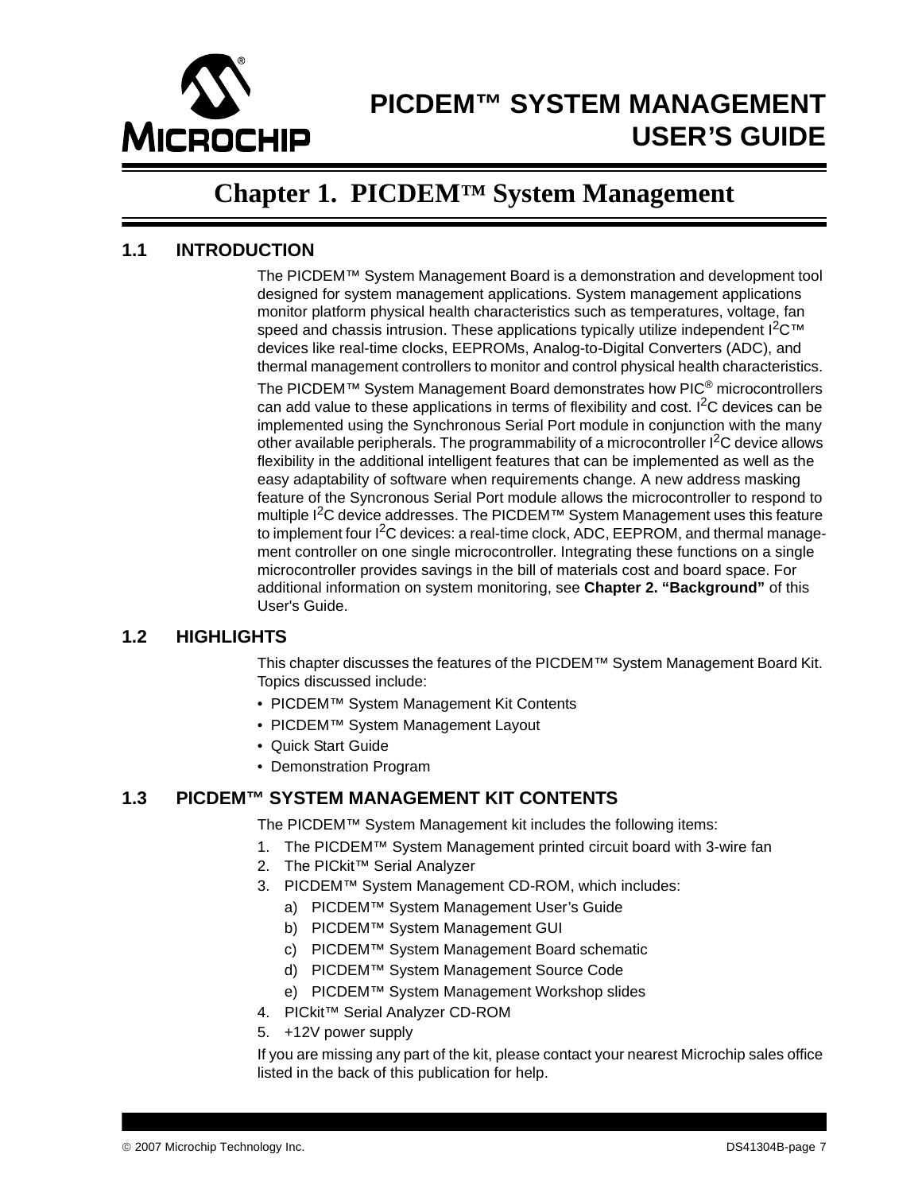# Chapter 1. PICDEM™ System Management

## 1.1 INTRODUCTION

The PICDEM™ System Management Board is a demonstration and development tool designed for system management applications. System management applications monitor platform physical health characteristics such as temperatures, voltage, fan speed and chassis intrusion. These applications typically utilize independent $I^2C$™ devices like real-time clocks, EEPROMs, Analog-to-Digital Converters (ADC), and thermal management controllers to monitor and control physical health characteristics.

The PICDEM™ System Management Board demonstrates how PIC® microcontrollers can add value to these applications in terms of flexibility and cost. $I^2C$ devices can be implemented using the Synchronous Serial Port module in conjunction with the many other available peripherals. The programmability of a microcontroller $I^2C$ device allows flexibility in the additional intelligent features that can be implemented as well as the easy adaptability of software when requirements change. A new address masking feature of the Syncronous Serial Port module allows the microcontroller to respond to multiple $I^2C$ device addresses. The PICDEM™ System Management uses this feature to implement four $I^2C$ devices: a real-time clock, ADC, EEPROM, and thermal management controller on one single microcontroller. Integrating these functions on a single microcontroller provides savings in the bill of materials cost and board space. For additional information on system monitoring, see **Chapter 2. "Background"** of this User's Guide.

## 1.2 HIGHLIGHTS

This chapter discusses the features of the PICDEM™ System Management Board Kit. Topics discussed include:

- PICDEM™ System Management Kit Contents
- PICDEM™ System Management Layout
- Quick Start Guide
- Demonstration Program

## 1.3 PICDEM™ SYSTEM MANAGEMENT KIT CONTENTS

The PICDEM™ System Management kit includes the following items:

1. The PICDEM™ System Management printed circuit board with 3-wire fan
2. The PICkit™ Serial Analyzer
3. PICDEM™ System Management CD-ROM, which includes:
   a) PICDEM™ System Management User's Guide
   b) PICDEM™ System Management GUI
   c) PICDEM™ System Management Board schematic
   d) PICDEM™ System Management Source Code
   e) PICDEM™ System Management Workshop slides
4. PICkit™ Serial Analyzer CD-ROM
5. +12V power supply

If you are missing any part of the kit, please contact your nearest Microchip sales office listed in the back of this publication for help.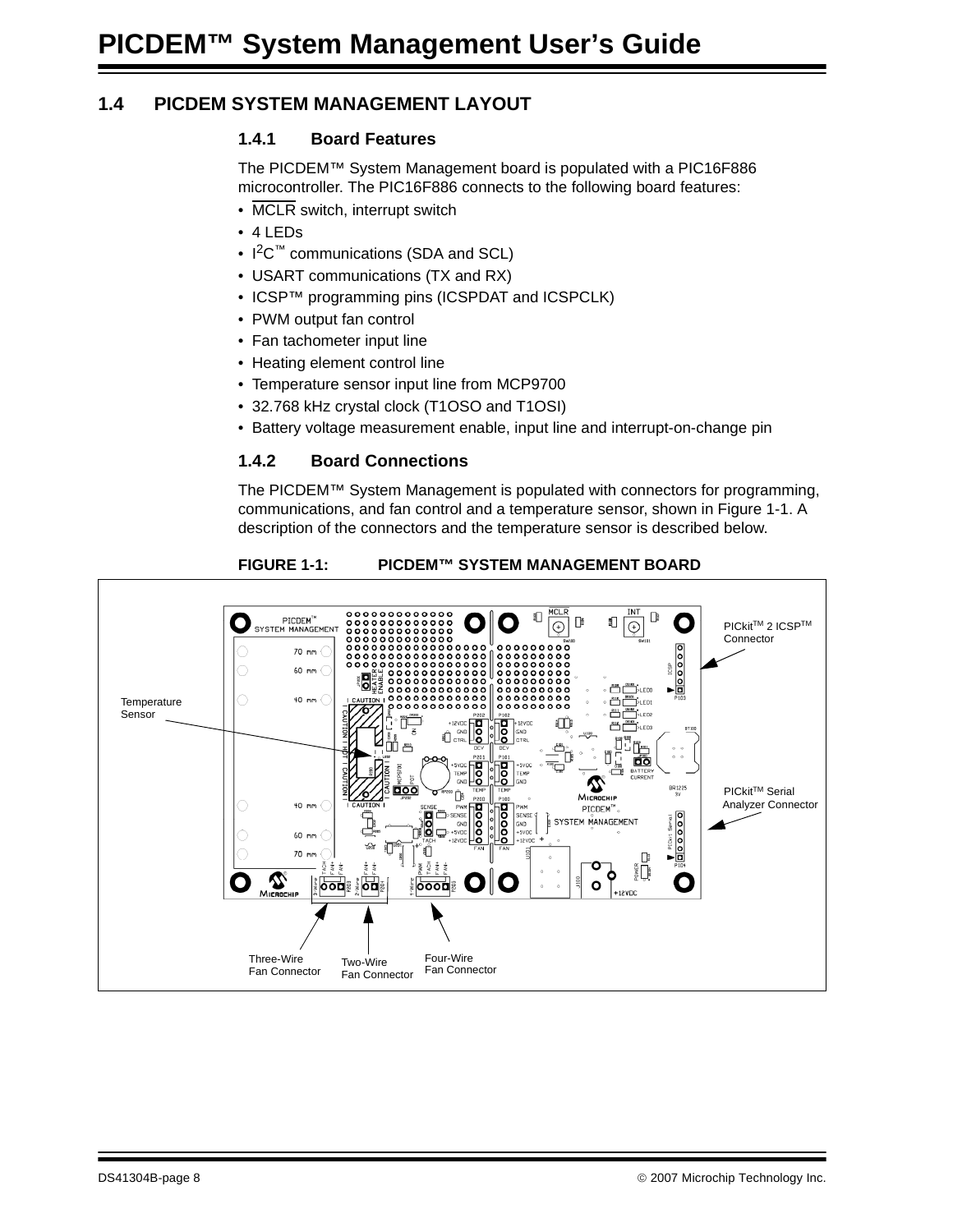## 1.4 PICDEM SYSTEM MANAGEMENT LAYOUT

### 1.4.1 Board Features

The PICDEM™ System Management board is populated with a PIC16F886 microcontroller. The PIC16F886 connects to the following board features:

- MCLR switch, interrupt switch
- 4 LEDs
- I2C™ communications (SDA and SCL)
- USART communications (TX and RX)
- ICSP™ programming pins (ICSPDAT and ICSPCLK)
- PWM output fan control
- Fan tachometer input line
- Heating element control line
- Temperature sensor input line from MCP9700
- 32.768 kHz crystal clock (T1OSO and T1OSI)
- Battery voltage measurement enable, input line and interrupt-on-change pin

### 1.4.2 Board Connections

The PICDEM™ System Management is populated with connectors for programming, communications, and fan control and a temperature sensor, shown in Figure 1-1. A description of the connectors and the temperature sensor is described below.

**FIGURE 1-1: PICDEM™ SYSTEM MANAGEMENT BOARD**

PICkit™ 2 ICSP™ Connector

Temperature Sensor

PICkit™ Serial Analyzer Connector

Three-Wire Fan Connector

Two-Wire Fan Connector

Four-Wire Fan Connector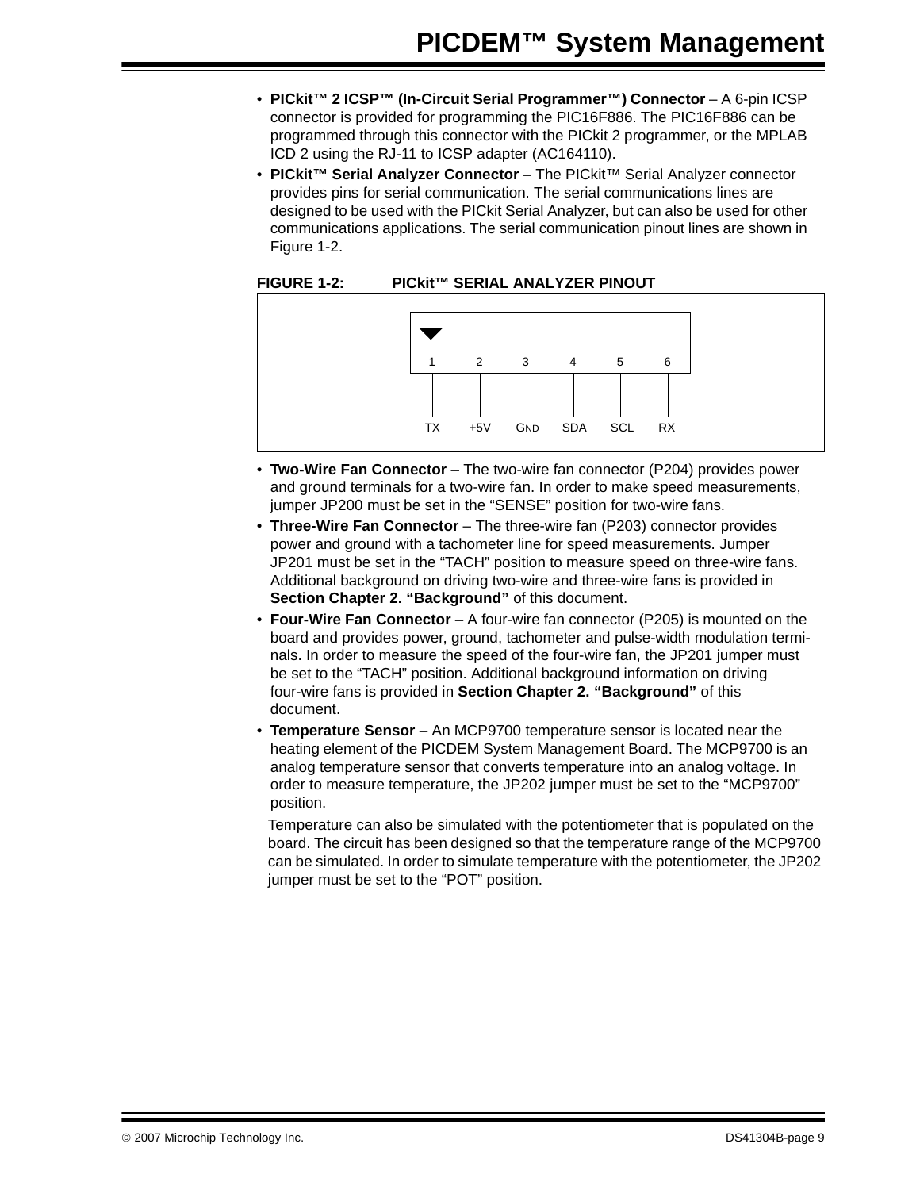- **PICkit™ 2 ICSP™ (In-Circuit Serial Programmer™) Connector** – A 6-pin ICSP connector is provided for programming the PIC16F886. The PIC16F886 can be programmed through this connector with the PICkit 2 programmer, or the MPLAB ICD 2 using the RJ-11 to ICSP adapter (AC164110).
- **PICkit™ Serial Analyzer Connector** – The PICkit™ Serial Analyzer connector provides pins for serial communication. The serial communications lines are designed to be used with the PICkit Serial Analyzer, but can also be used for other communications applications. The serial communication pinout lines are shown in Figure 1-2.

**FIGURE 1-2: PICkit™ SERIAL ANALYZER PINOUT**

| Pin | 1 | 2 | 3 | 4 | 5 | 6 |
|---|---|---|---|---|---|---|
| Signal | TX | +5V | GND | SDA | SCL | RX |

- **Two-Wire Fan Connector** – The two-wire fan connector (P204) provides power and ground terminals for a two-wire fan. In order to make speed measurements, jumper JP200 must be set in the “SENSE” position for two-wire fans.
- **Three-Wire Fan Connector** – The three-wire fan (P203) connector provides power and ground with a tachometer line for speed measurements. Jumper JP201 must be set in the “TACH” position to measure speed on three-wire fans. Additional background on driving two-wire and three-wire fans is provided in **Section Chapter 2. “Background”** of this document.
- **Four-Wire Fan Connector** – A four-wire fan connector (P205) is mounted on the board and provides power, ground, tachometer and pulse-width modulation terminals. In order to measure the speed of the four-wire fan, the JP201 jumper must be set to the “TACH” position. Additional background information on driving four-wire fans is provided in **Section Chapter 2. “Background”** of this document.
- **Temperature Sensor** – An MCP9700 temperature sensor is located near the heating element of the PICDEM System Management Board. The MCP9700 is an analog temperature sensor that converts temperature into an analog voltage. In order to measure temperature, the JP202 jumper must be set to the “MCP9700” position.

  Temperature can also be simulated with the potentiometer that is populated on the board. The circuit has been designed so that the temperature range of the MCP9700 can be simulated. In order to simulate temperature with the potentiometer, the JP202 jumper must be set to the “POT” position.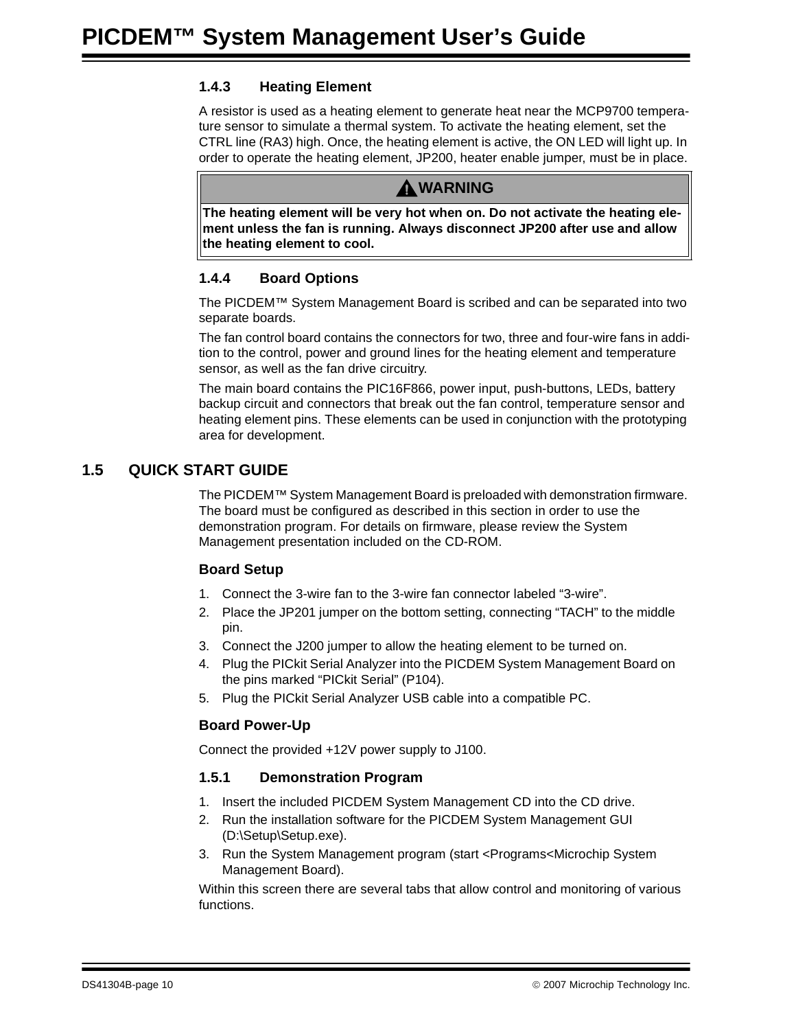### 1.4.3 Heating Element

A resistor is used as a heating element to generate heat near the MCP9700 temperature sensor to simulate a thermal system. To activate the heating element, set the CTRL line (RA3) high. Once, the heating element is active, the ON LED will light up. In order to operate the heating element, JP200, heater enable jumper, must be in place.

| WARNING |
|---|
| **The heating element will be very hot when on. Do not activate the heating element unless the fan is running. Always disconnect JP200 after use and allow the heating element to cool.** |

### 1.4.4 Board Options

The PICDEM™ System Management Board is scribed and can be separated into two separate boards.

The fan control board contains the connectors for two, three and four-wire fans in addition to the control, power and ground lines for the heating element and temperature sensor, as well as the fan drive circuitry.

The main board contains the PIC16F866, power input, push-buttons, LEDs, battery backup circuit and connectors that break out the fan control, temperature sensor and heating element pins. These elements can be used in conjunction with the prototyping area for development.

## 1.5 QUICK START GUIDE

The PICDEM™ System Management Board is preloaded with demonstration firmware. The board must be configured as described in this section in order to use the demonstration program. For details on firmware, please review the System Management presentation included on the CD-ROM.

#### Board Setup

1. Connect the 3-wire fan to the 3-wire fan connector labeled “3-wire”.
2. Place the JP201 jumper on the bottom setting, connecting “TACH” to the middle pin.
3. Connect the J200 jumper to allow the heating element to be turned on.
4. Plug the PICkit Serial Analyzer into the PICDEM System Management Board on the pins marked “PICkit Serial” (P104).
5. Plug the PICkit Serial Analyzer USB cable into a compatible PC.

#### Board Power-Up

Connect the provided +12V power supply to J100.

### 1.5.1 Demonstration Program

1. Insert the included PICDEM System Management CD into the CD drive.
2. Run the installation software for the PICDEM System Management GUI (D:\Setup\Setup.exe).
3. Run the System Management program (start <Programs<Microchip System Management Board).

Within this screen there are several tabs that allow control and monitoring of various functions.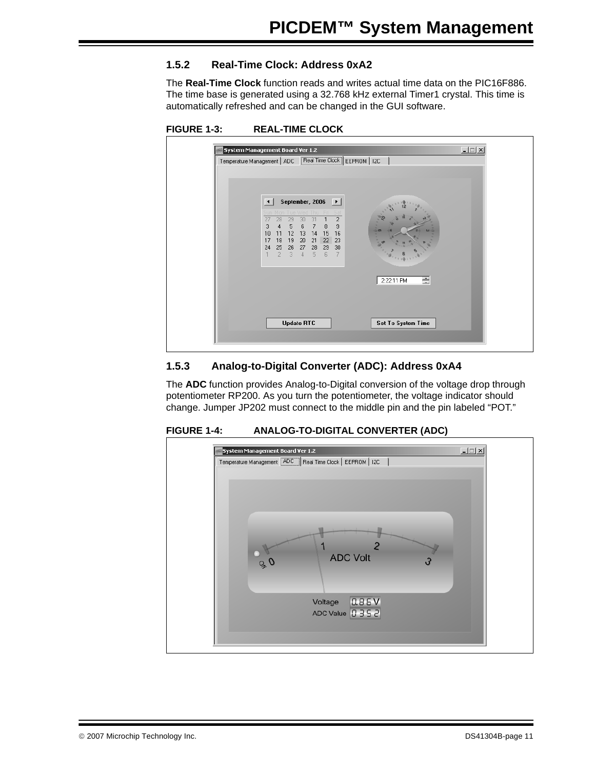### 1.5.2 Real-Time Clock: Address 0xA2

The **Real-Time Clock** function reads and writes actual time data on the PIC16F886. The time base is generated using a 32.768 kHz external Timer1 crystal. This time is automatically refreshed and can be changed in the GUI software.

**FIGURE 1-3: REAL-TIME CLOCK**

### 1.5.3 Analog-to-Digital Converter (ADC): Address 0xA4

The **ADC** function provides Analog-to-Digital conversion of the voltage drop through potentiometer RP200. As you turn the potentiometer, the voltage indicator should change. Jumper JP202 must connect to the middle pin and the pin labeled “POT.”

**FIGURE 1-4: ANALOG-TO-DIGITAL CONVERTER (ADC)**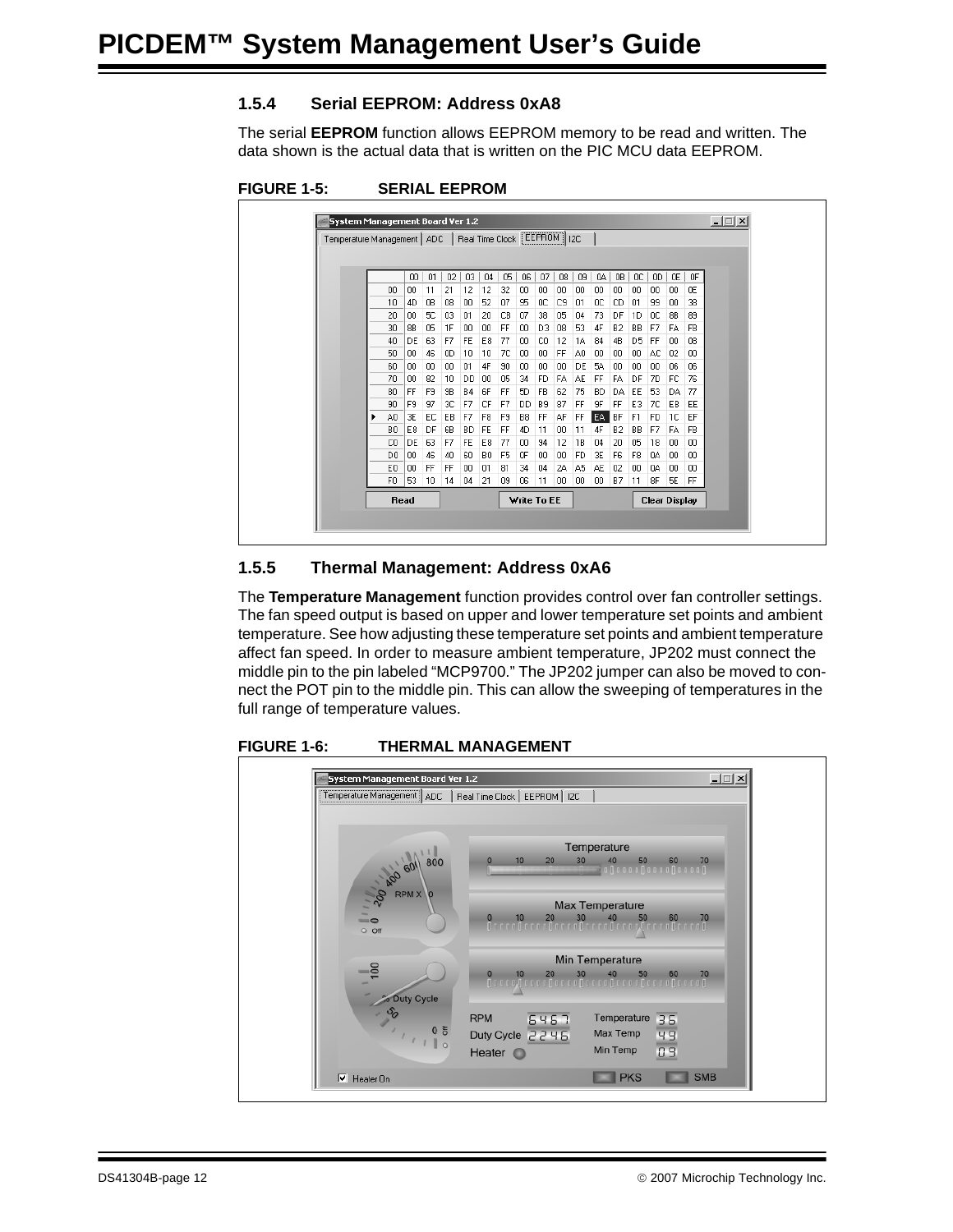### 1.5.4 Serial EEPROM: Address 0xA8

The serial **EEPROM** function allows EEPROM memory to be read and written. The data shown is the actual data that is written on the PIC MCU data EEPROM.

**FIGURE 1-5: SERIAL EEPROM**

### 1.5.5 Thermal Management: Address 0xA6

The **Temperature Management** function provides control over fan controller settings. The fan speed output is based on upper and lower temperature set points and ambient temperature. See how adjusting these temperature set points and ambient temperature affect fan speed. In order to measure ambient temperature, JP202 must connect the middle pin to the pin labeled “MCP9700.” The JP202 jumper can also be moved to connect the POT pin to the middle pin. This can allow the sweeping of temperatures in the full range of temperature values.

**FIGURE 1-6: THERMAL MANAGEMENT**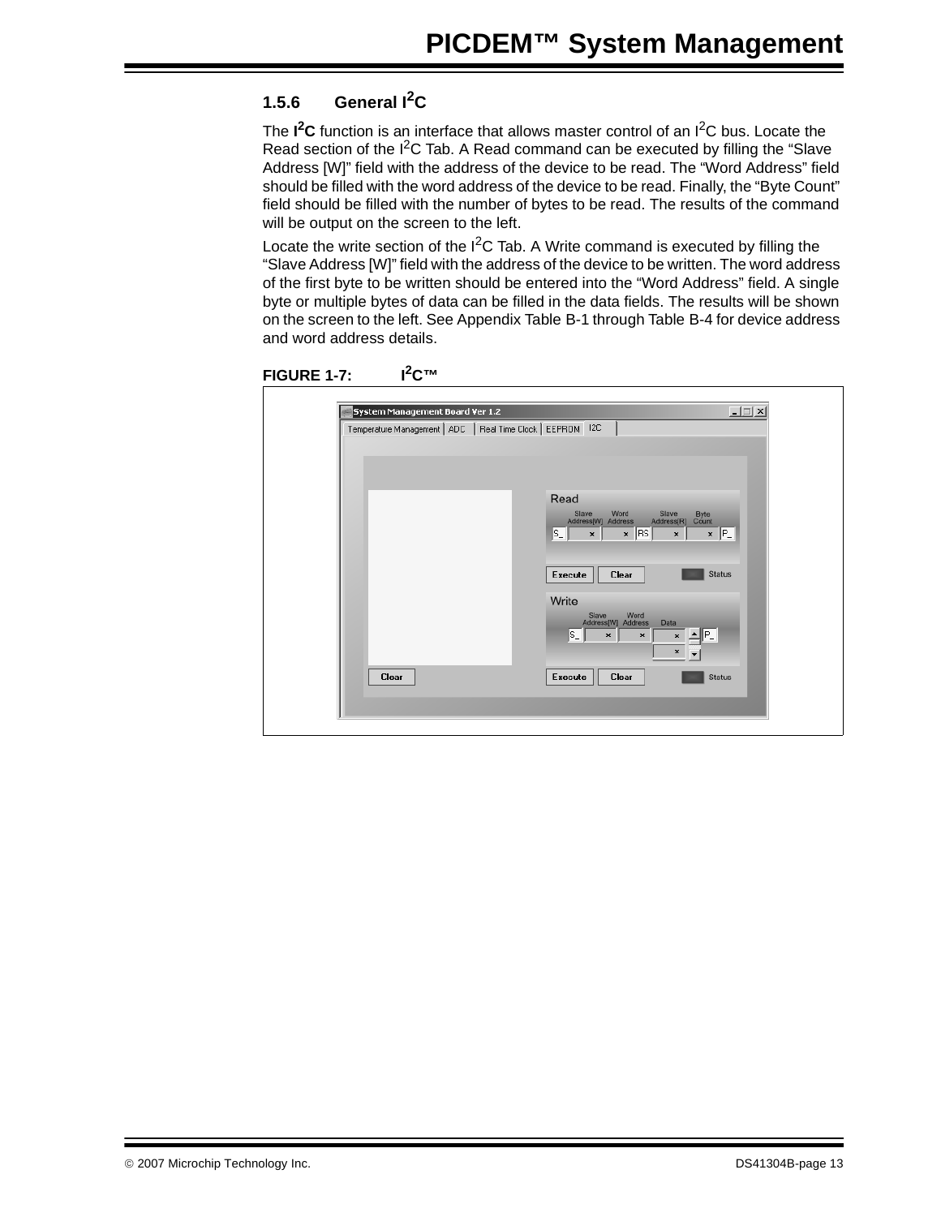### 1.5.6 General $I^2C$

The **$I^2C$** function is an interface that allows master control of an $I^2C$ bus. Locate the Read section of the $I^2C$ Tab. A Read command can be executed by filling the “Slave Address [W]” field with the address of the device to be read. The “Word Address” field should be filled with the word address of the device to be read. Finally, the “Byte Count” field should be filled with the number of bytes to be read. The results of the command will be output on the screen to the left.

Locate the write section of the $I^2C$ Tab. A Write command is executed by filling the “Slave Address [W]” field with the address of the device to be written. The word address of the first byte to be written should be entered into the “Word Address” field. A single byte or multiple bytes of data can be filled in the data fields. The results will be shown on the screen to the left. See Appendix Table B-1 through Table B-4 for device address and word address details.

**FIGURE 1-7: $I^2C$™**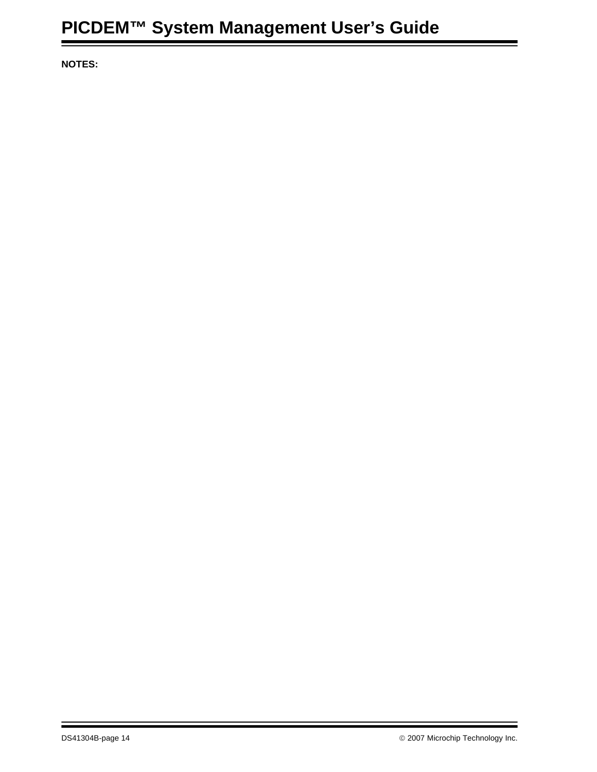**NOTES:**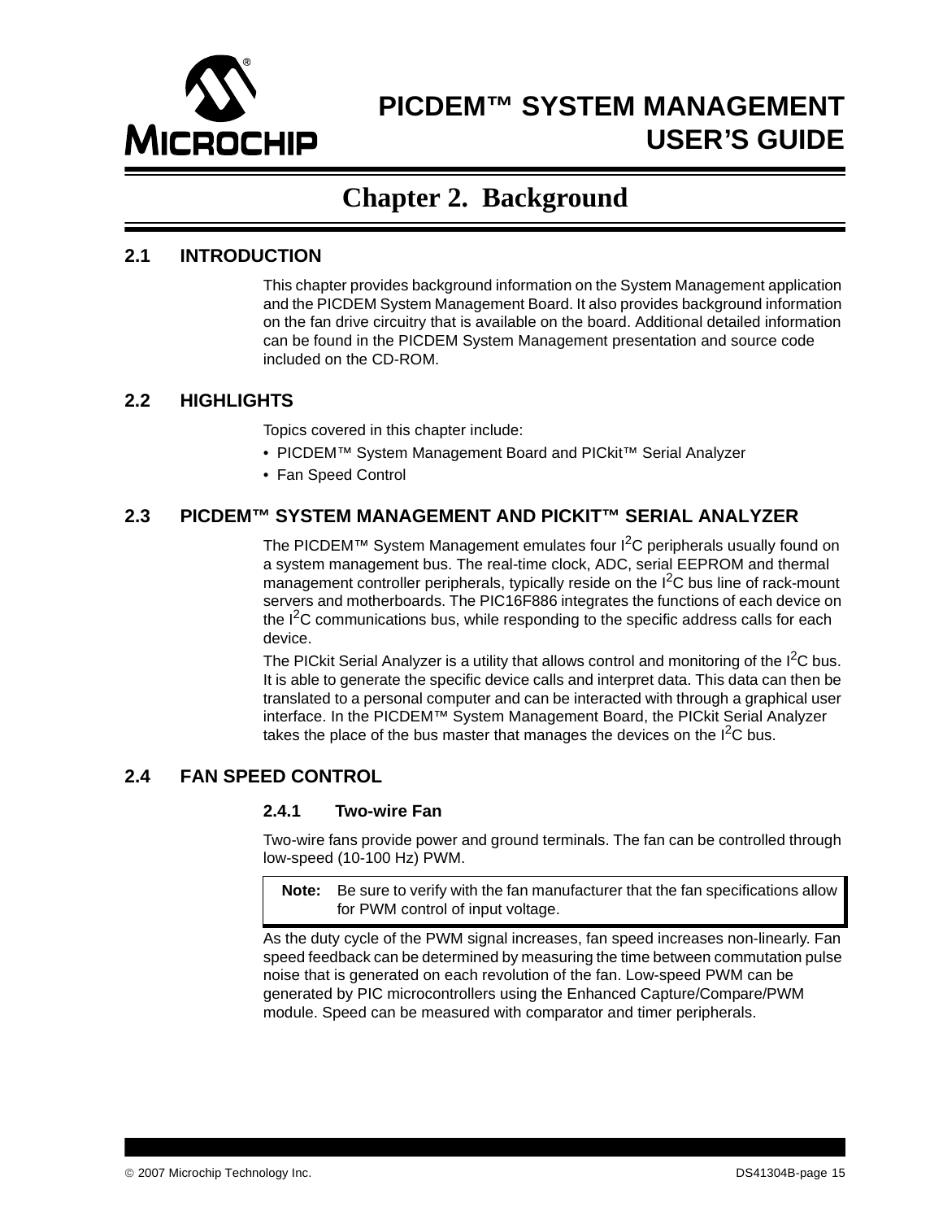# Chapter 2. Background

## 2.1 INTRODUCTION

This chapter provides background information on the System Management application and the PICDEM System Management Board. It also provides background information on the fan drive circuitry that is available on the board. Additional detailed information can be found in the PICDEM System Management presentation and source code included on the CD-ROM.

## 2.2 HIGHLIGHTS

Topics covered in this chapter include:

- PICDEM™ System Management Board and PICkit™ Serial Analyzer
- Fan Speed Control

## 2.3 PICDEM™ SYSTEM MANAGEMENT AND PICKIT™ SERIAL ANALYZER

The PICDEM™ System Management emulates four $I^2C$ peripherals usually found on a system management bus. The real-time clock, ADC, serial EEPROM and thermal management controller peripherals, typically reside on the $I^2C$ bus line of rack-mount servers and motherboards. The PIC16F886 integrates the functions of each device on the $I^2C$ communications bus, while responding to the specific address calls for each device.

The PICkit Serial Analyzer is a utility that allows control and monitoring of the $I^2C$ bus. It is able to generate the specific device calls and interpret data. This data can then be translated to a personal computer and can be interacted with through a graphical user interface. In the PICDEM™ System Management Board, the PICkit Serial Analyzer takes the place of the bus master that manages the devices on the $I^2C$ bus.

## 2.4 FAN SPEED CONTROL

### 2.4.1 Two-wire Fan

Two-wire fans provide power and ground terminals. The fan can be controlled through low-speed (10-100 Hz) PWM.

> **Note:** Be sure to verify with the fan manufacturer that the fan specifications allow for PWM control of input voltage.

As the duty cycle of the PWM signal increases, fan speed increases non-linearly. Fan speed feedback can be determined by measuring the time between commutation pulse noise that is generated on each revolution of the fan. Low-speed PWM can be generated by PIC microcontrollers using the Enhanced Capture/Compare/PWM module. Speed can be measured with comparator and timer peripherals.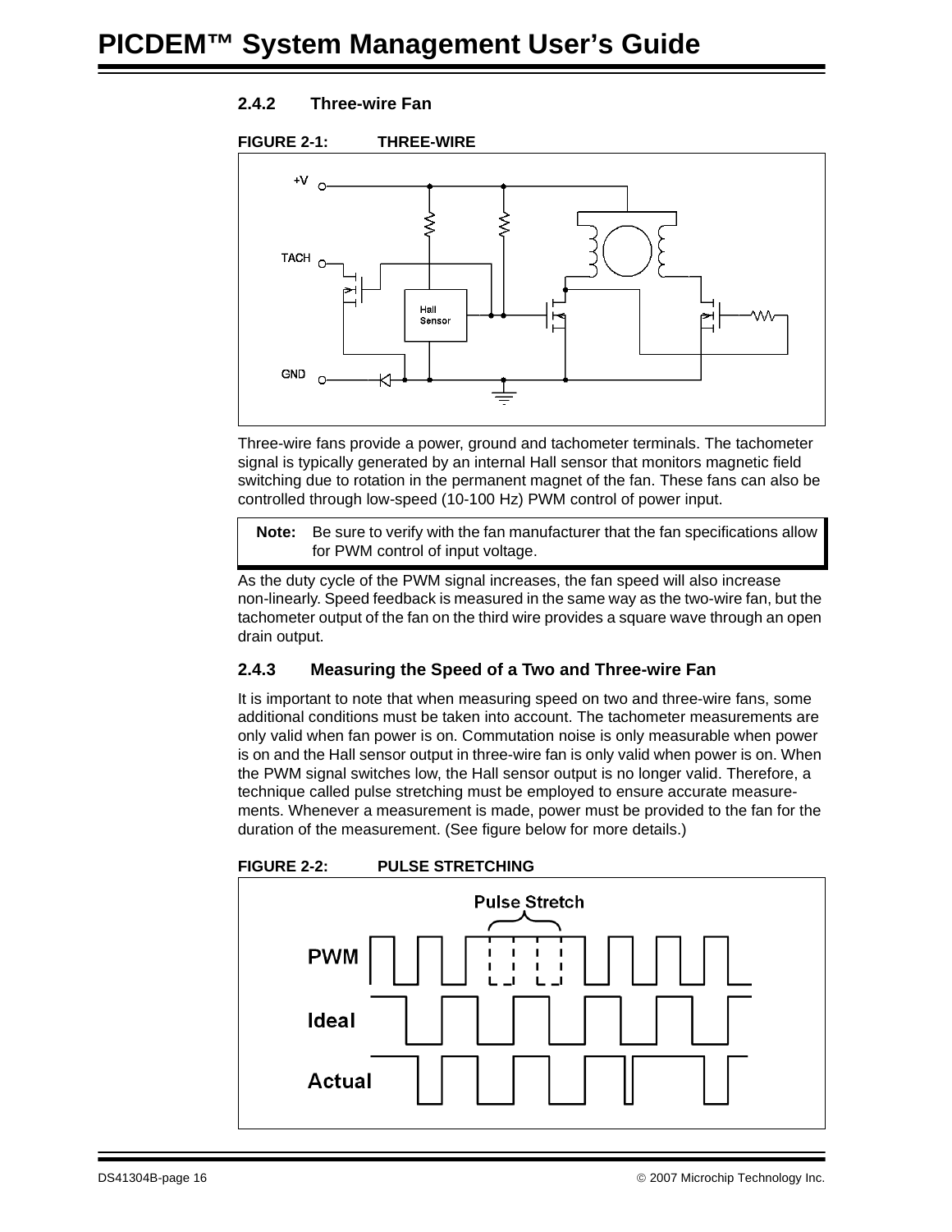### 2.4.2 Three-wire Fan

**FIGURE 2-1: THREE-WIRE**

Three-wire fans provide a power, ground and tachometer terminals. The tachometer signal is typically generated by an internal Hall sensor that monitors magnetic field switching due to rotation in the permanent magnet of the fan. These fans can also be controlled through low-speed (10-100 Hz) PWM control of power input.

> **Note:** Be sure to verify with the fan manufacturer that the fan specifications allow for PWM control of input voltage.

As the duty cycle of the PWM signal increases, the fan speed will also increase non-linearly. Speed feedback is measured in the same way as the two-wire fan, but the tachometer output of the fan on the third wire provides a square wave through an open drain output.

### 2.4.3 Measuring the Speed of a Two and Three-wire Fan

It is important to note that when measuring speed on two and three-wire fans, some additional conditions must be taken into account. The tachometer measurements are only valid when fan power is on. Commutation noise is only measurable when power is on and the Hall sensor output in three-wire fan is only valid when power is on. When the PWM signal switches low, the Hall sensor output is no longer valid. Therefore, a technique called pulse stretching must be employed to ensure accurate measurements. Whenever a measurement is made, power must be provided to the fan for the duration of the measurement. (See figure below for more details.)

**FIGURE 2-2: PULSE STRETCHING**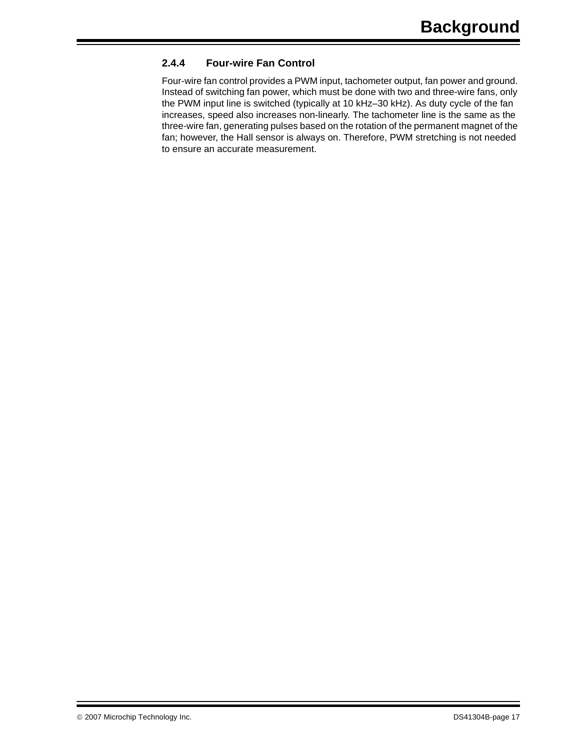### 2.4.4 Four-wire Fan Control

Four-wire fan control provides a PWM input, tachometer output, fan power and ground. Instead of switching fan power, which must be done with two and three-wire fans, only the PWM input line is switched (typically at 10 kHz–30 kHz). As duty cycle of the fan increases, speed also increases non-linearly. The tachometer line is the same as the three-wire fan, generating pulses based on the rotation of the permanent magnet of the fan; however, the Hall sensor is always on. Therefore, PWM stretching is not needed to ensure an accurate measurement.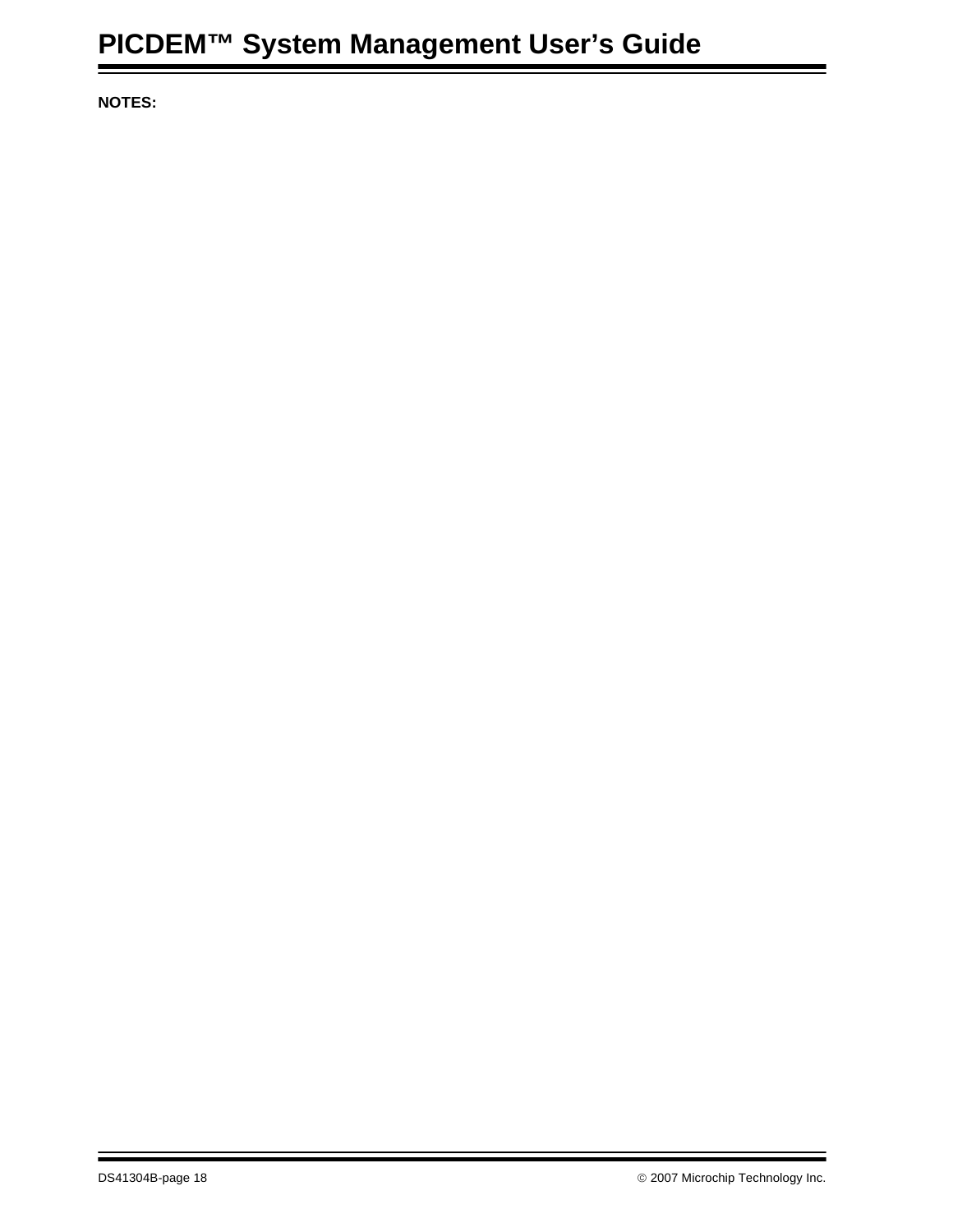**NOTES:**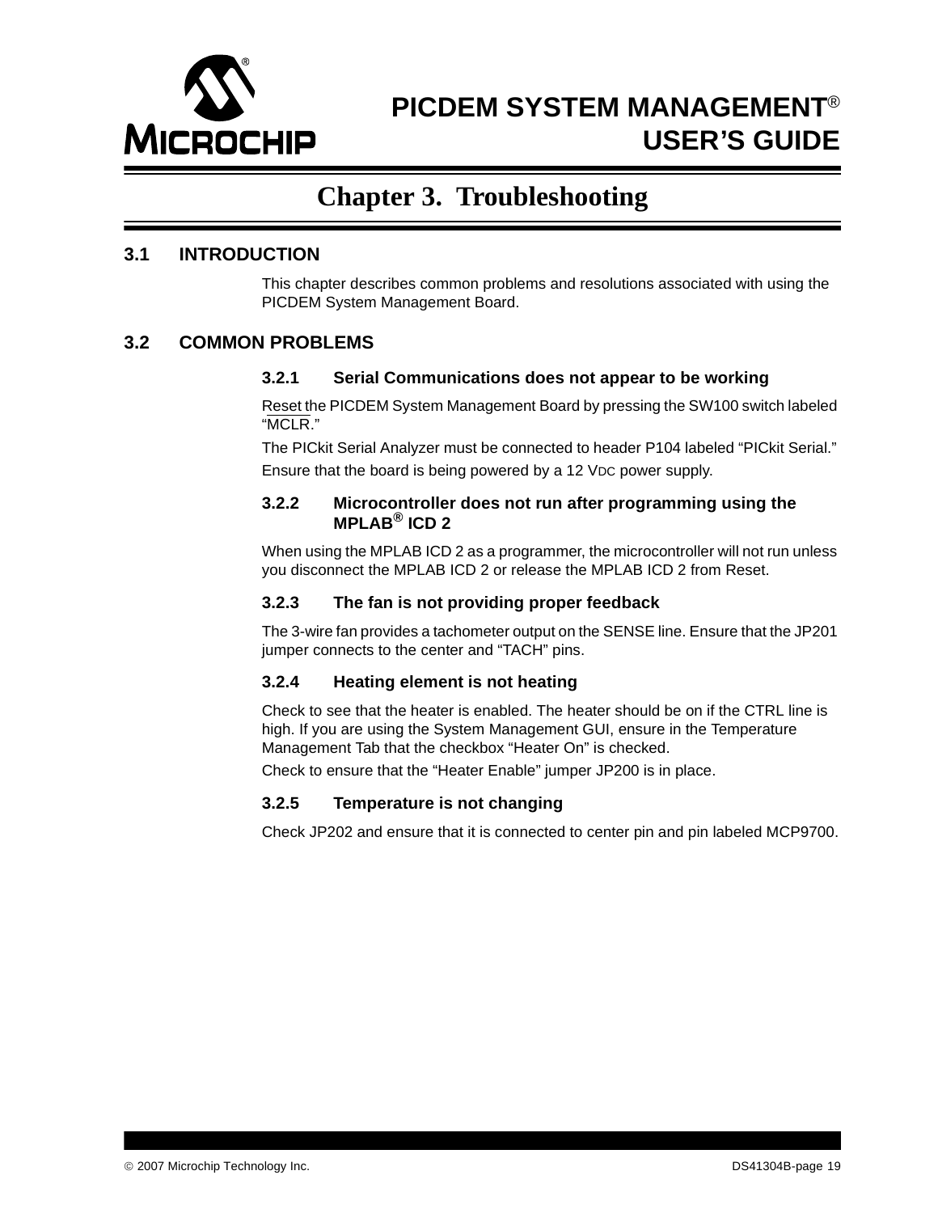# Chapter 3. Troubleshooting

## 3.1 INTRODUCTION

This chapter describes common problems and resolutions associated with using the PICDEM System Management Board.

## 3.2 COMMON PROBLEMS

### 3.2.1 Serial Communications does not appear to be working

Reset the PICDEM System Management Board by pressing the SW100 switch labeled "MCLR."

The PICkit Serial Analyzer must be connected to header P104 labeled "PICkit Serial."

Ensure that the board is being powered by a 12 VDC power supply.

### 3.2.2 Microcontroller does not run after programming using the MPLAB® ICD 2

When using the MPLAB ICD 2 as a programmer, the microcontroller will not run unless you disconnect the MPLAB ICD 2 or release the MPLAB ICD 2 from Reset.

### 3.2.3 The fan is not providing proper feedback

The 3-wire fan provides a tachometer output on the SENSE line. Ensure that the JP201 jumper connects to the center and "TACH" pins.

### 3.2.4 Heating element is not heating

Check to see that the heater is enabled. The heater should be on if the CTRL line is high. If you are using the System Management GUI, ensure in the Temperature Management Tab that the checkbox "Heater On" is checked.

Check to ensure that the "Heater Enable" jumper JP200 is in place.

### 3.2.5 Temperature is not changing

Check JP202 and ensure that it is connected to center pin and pin labeled MCP9700.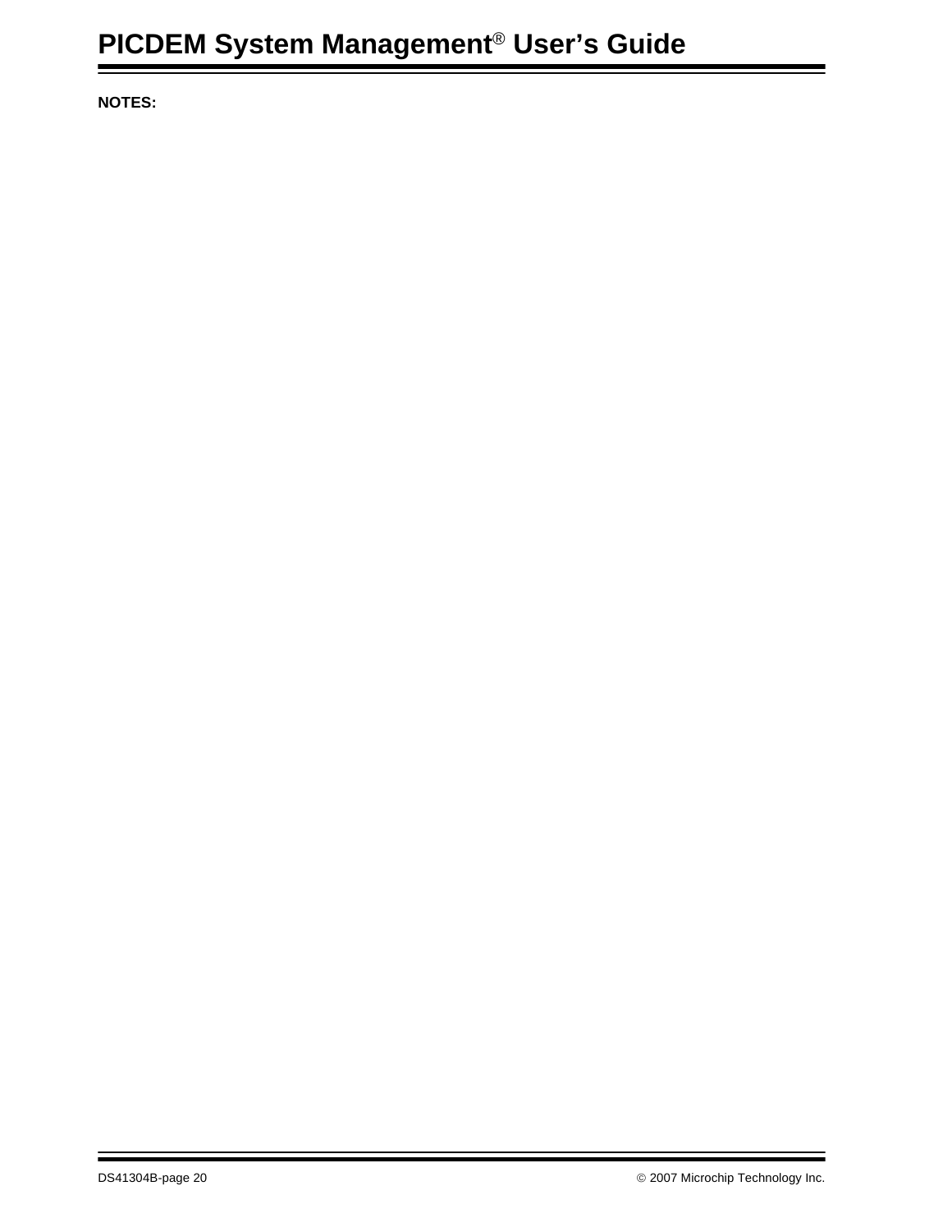**NOTES:**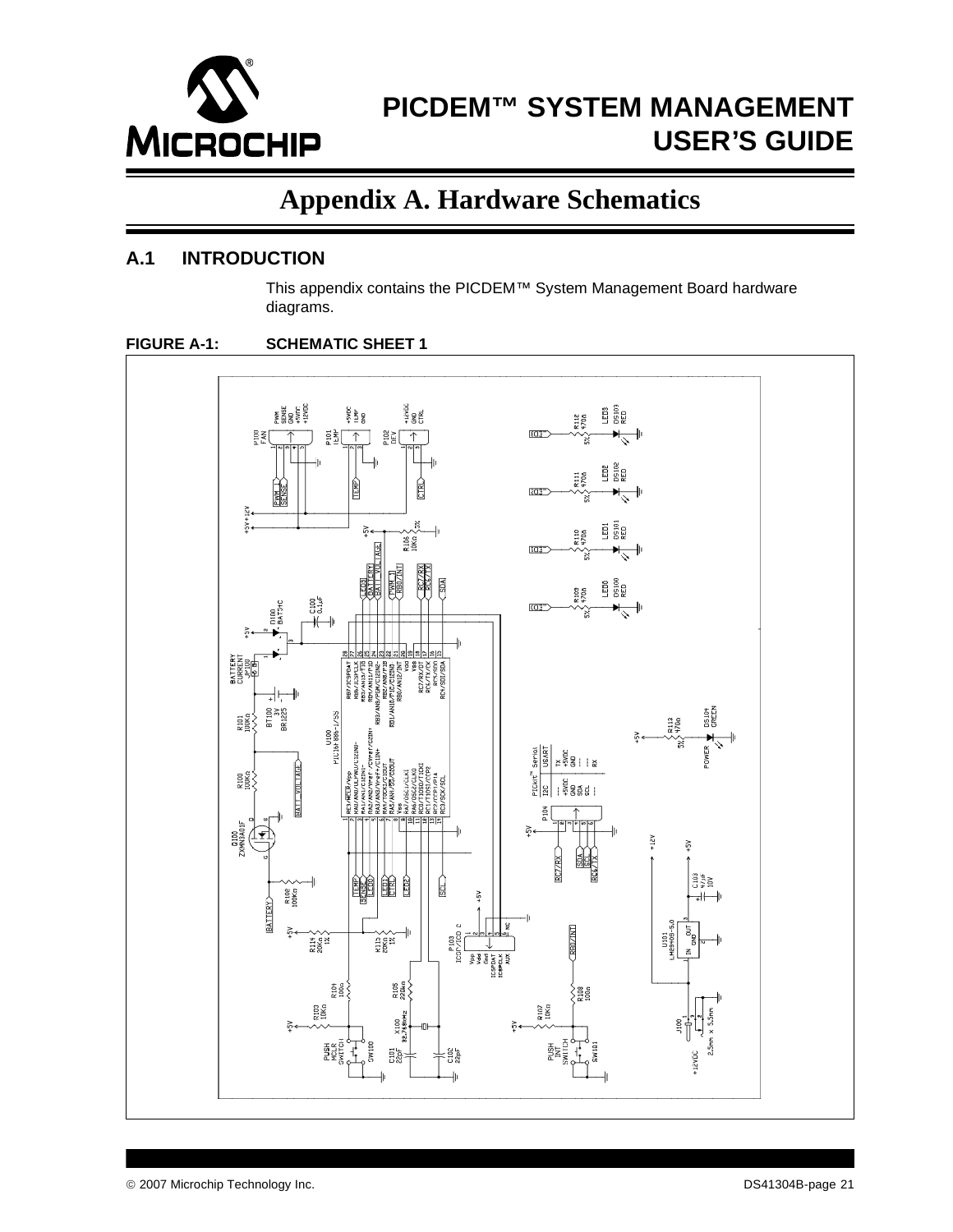# Appendix A. Hardware Schematics

## A.1 INTRODUCTION

This appendix contains the PICDEM™ System Management Board hardware diagrams.

**FIGURE A-1: SCHEMATIC SHEET 1**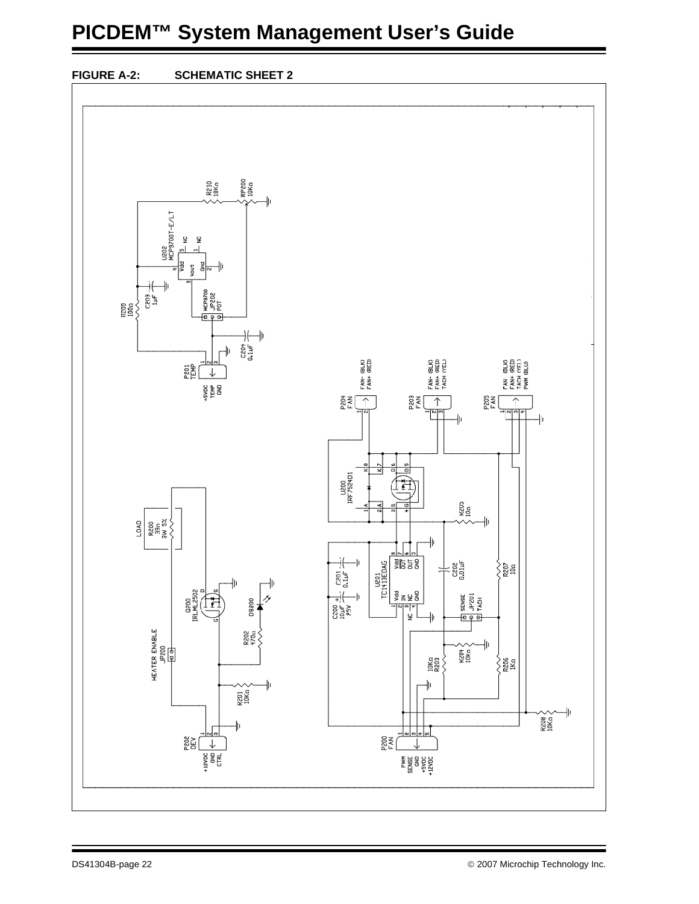**FIGURE A-2: SCHEMATIC SHEET 2**

R210 18KΩ

RP200 10KΩ

U202 MCP9700T-E/LT

Vdd Vout Gnd NC NC

C203 1µF

R209 100Ω

JP202 MCP9700 POT

C204 0.1µF

P201 TEMP

+5VDC TEMP GND

P204 FAN

FAN- (BLK) FAN+ (RED)

P203 FAN

FAN- (BLK) FAN+ (RED) TACH (YEL)

P205 FAN

FAN- (BLK) FAN+ (RED) TACH (YEL) PWM (BLU)

U200 IRF7524D1

R205 10Ω

LOAD

R200 39Ω 3W 5%

U201 TC1413EOAG

Vdd OUT OUT GND Vdd IN NC GND

C201 0.1µF

C200 10µF 25V

C202 0.01µF

R207 10Ω

Q200 IRLML2502

DS200

R202 470Ω

HEATER ENABLE JP200

JP201 SENSE TACH

R204 10KΩ

R203 10KΩ

R206 1KΩ

R201 10KΩ

R208 10KΩ

P202 DEV

+12VDC GND CTRL

P200 FAN

PWM SENSE GND +5VDC +12VDC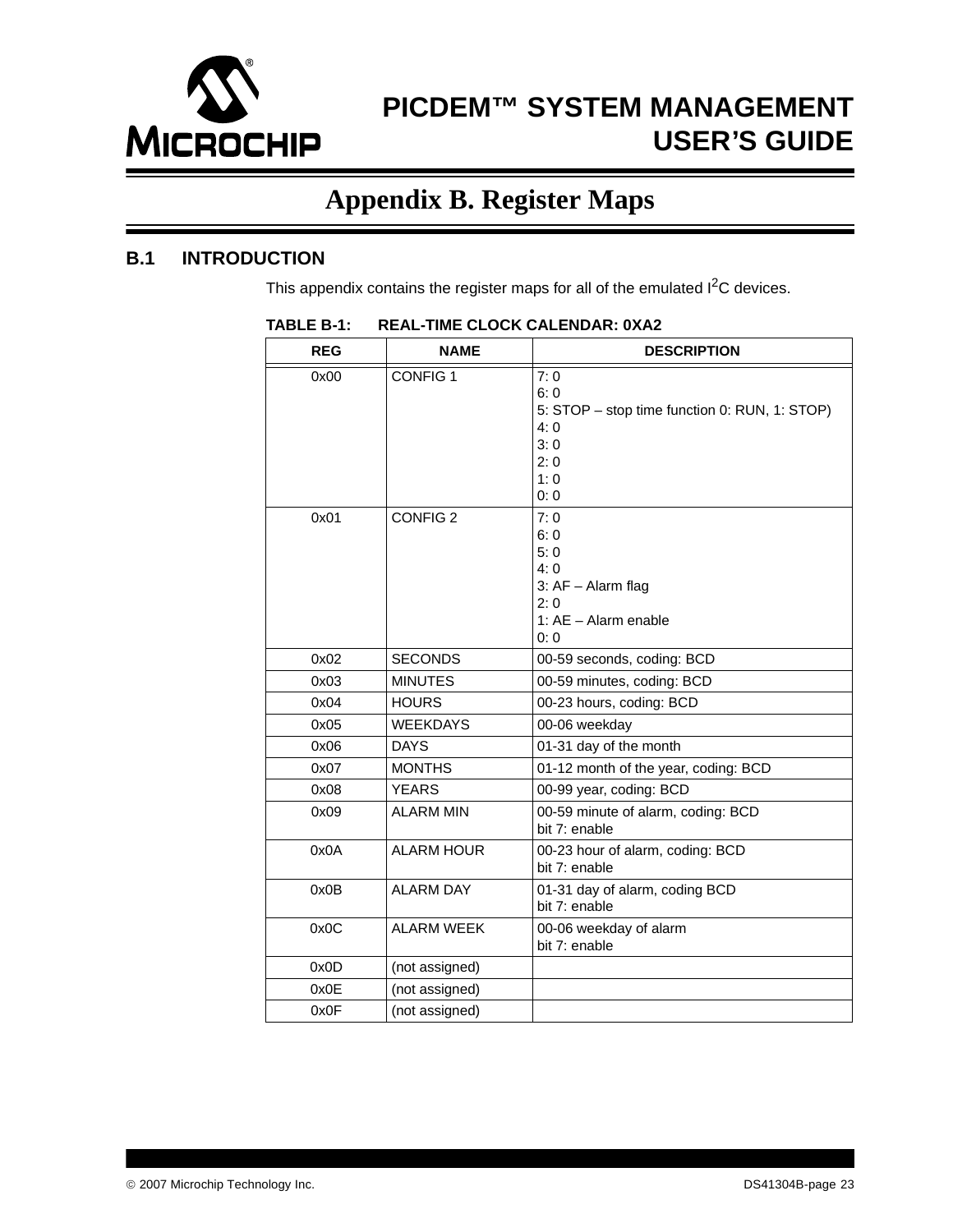# Appendix B. Register Maps

## B.1 INTRODUCTION

This appendix contains the register maps for all of the emulated $I^2C$ devices.

**TABLE B-1: REAL-TIME CLOCK CALENDAR: 0XA2**

| REG | NAME | DESCRIPTION |
|---|---|---|
| 0x00 | CONFIG 1 | 7: 0<br>6: 0<br>5: STOP – stop time function 0: RUN, 1: STOP)<br>4: 0<br>3: 0<br>2: 0<br>1: 0<br>0: 0 |
| 0x01 | CONFIG 2 | 7: 0<br>6: 0<br>5: 0<br>4: 0<br>3: AF – Alarm flag<br>2: 0<br>1: AE – Alarm enable<br>0: 0 |
| 0x02 | SECONDS | 00-59 seconds, coding: BCD |
| 0x03 | MINUTES | 00-59 minutes, coding: BCD |
| 0x04 | HOURS | 00-23 hours, coding: BCD |
| 0x05 | WEEKDAYS | 00-06 weekday |
| 0x06 | DAYS | 01-31 day of the month |
| 0x07 | MONTHS | 01-12 month of the year, coding: BCD |
| 0x08 | YEARS | 00-99 year, coding: BCD |
| 0x09 | ALARM MIN | 00-59 minute of alarm, coding: BCD<br>bit 7: enable |
| 0x0A | ALARM HOUR | 00-23 hour of alarm, coding: BCD<br>bit 7: enable |
| 0x0B | ALARM DAY | 01-31 day of alarm, coding BCD<br>bit 7: enable |
| 0x0C | ALARM WEEK | 00-06 weekday of alarm<br>bit 7: enable |
| 0x0D | (not assigned) | |
| 0x0E | (not assigned) | |
| 0x0F | (not assigned) | |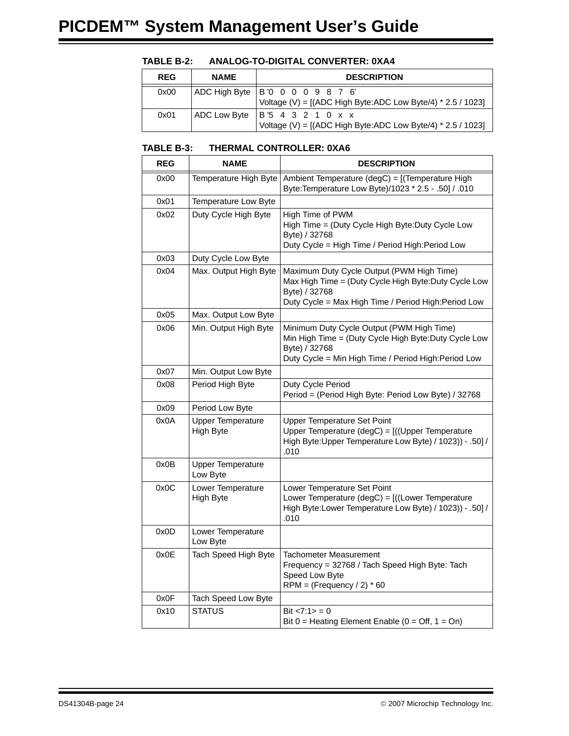**TABLE B-2: ANALOG-TO-DIGITAL CONVERTER: 0XA4**

| REG | NAME | DESCRIPTION |
|---|---|---|
| 0x00 | ADC High Byte | B '0 0 0 0 9 8 7 6'<br>Voltage (V) = [(ADC High Byte:ADC Low Byte/4) * 2.5 / 1023] |
| 0x01 | ADC Low Byte | B '5 4 3 2 1 0 x x<br>Voltage (V) = [(ADC High Byte:ADC Low Byte/4) * 2.5 / 1023] |

**TABLE B-3: THERMAL CONTROLLER: 0XA6**

| REG | NAME | DESCRIPTION |
|---|---|---|
| 0x00 | Temperature High Byte | Ambient Temperature (degC) = [(Temperature High Byte:Temperature Low Byte)/1023 * 2.5 - .50] / .010 |
| 0x01 | Temperature Low Byte | |
| 0x02 | Duty Cycle High Byte | High Time of PWM<br>High Time = (Duty Cycle High Byte:Duty Cycle Low Byte) / 32768<br>Duty Cycle = High Time / Period High:Period Low |
| 0x03 | Duty Cycle Low Byte | |
| 0x04 | Max. Output High Byte | Maximum Duty Cycle Output (PWM High Time)<br>Max High Time = (Duty Cycle High Byte:Duty Cycle Low Byte) / 32768<br>Duty Cycle = Max High Time / Period High:Period Low |
| 0x05 | Max. Output Low Byte | |
| 0x06 | Min. Output High Byte | Minimum Duty Cycle Output (PWM High Time)<br>Min High Time = (Duty Cycle High Byte:Duty Cycle Low Byte) / 32768<br>Duty Cycle = Min High Time / Period High:Period Low |
| 0x07 | Min. Output Low Byte | |
| 0x08 | Period High Byte | Duty Cycle Period<br>Period = (Period High Byte: Period Low Byte) / 32768 |
| 0x09 | Period Low Byte | |
| 0x0A | Upper Temperature High Byte | Upper Temperature Set Point<br>Upper Temperature (degC) = [((Upper Temperature High Byte:Upper Temperature Low Byte) / 1023)) - .50] / .010 |
| 0x0B | Upper Temperature Low Byte | |
| 0x0C | Lower Temperature High Byte | Lower Temperature Set Point<br>Lower Temperature (degC) = [((Lower Temperature High Byte:Lower Temperature Low Byte) / 1023)) - .50] / .010 |
| 0x0D | Lower Temperature Low Byte | |
| 0x0E | Tach Speed High Byte | Tachometer Measurement<br>Frequency = 32768 / Tach Speed High Byte: Tach Speed Low Byte<br>RPM = (Frequency / 2) * 60 |
| 0x0F | Tach Speed Low Byte | |
| 0x10 | STATUS | Bit <7:1> = 0<br>Bit 0 = Heating Element Enable (0 = Off, 1 = On) |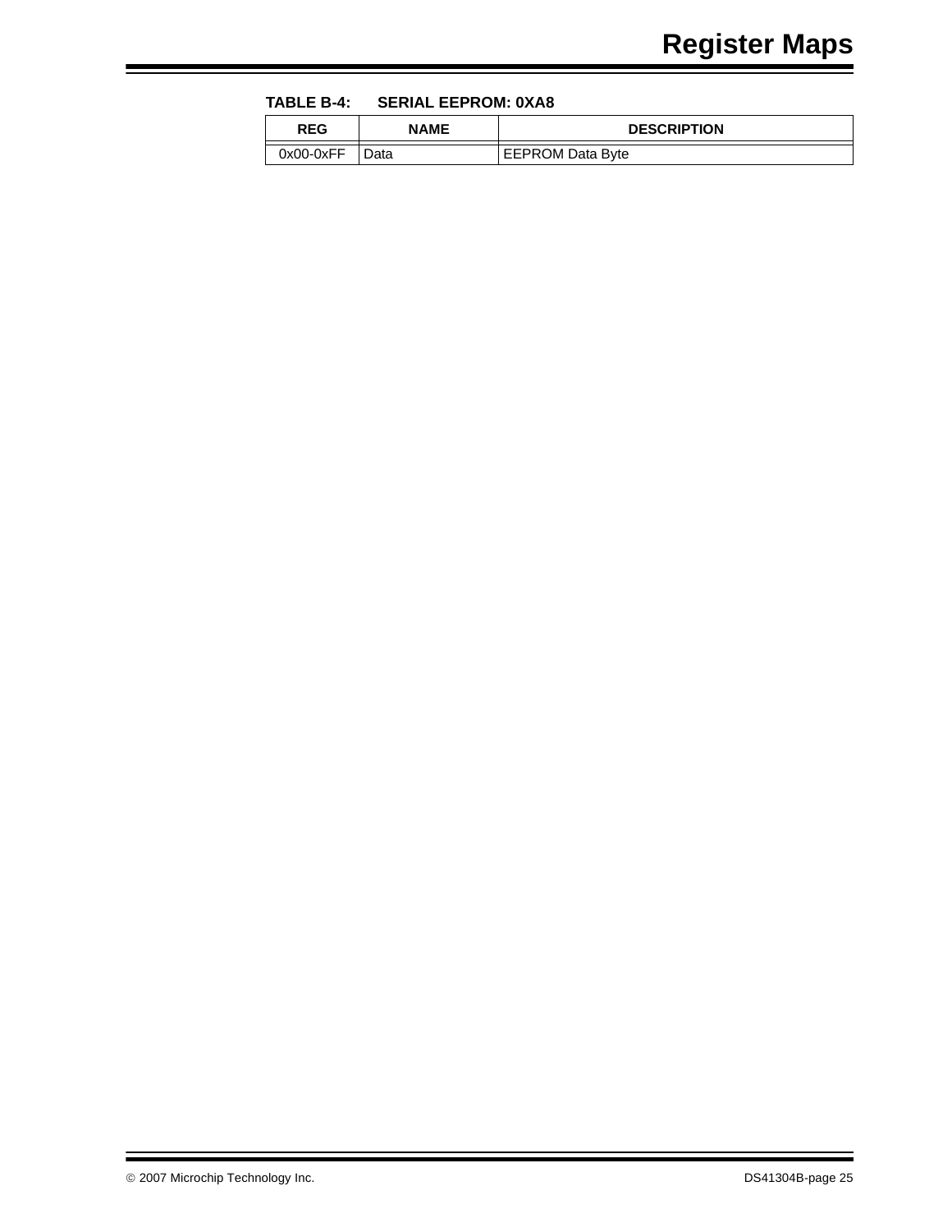**TABLE B-4: SERIAL EEPROM: 0XA8**

| REG | NAME | DESCRIPTION |
|---|---|---|
| 0x00-0xFF | Data | EEPROM Data Byte |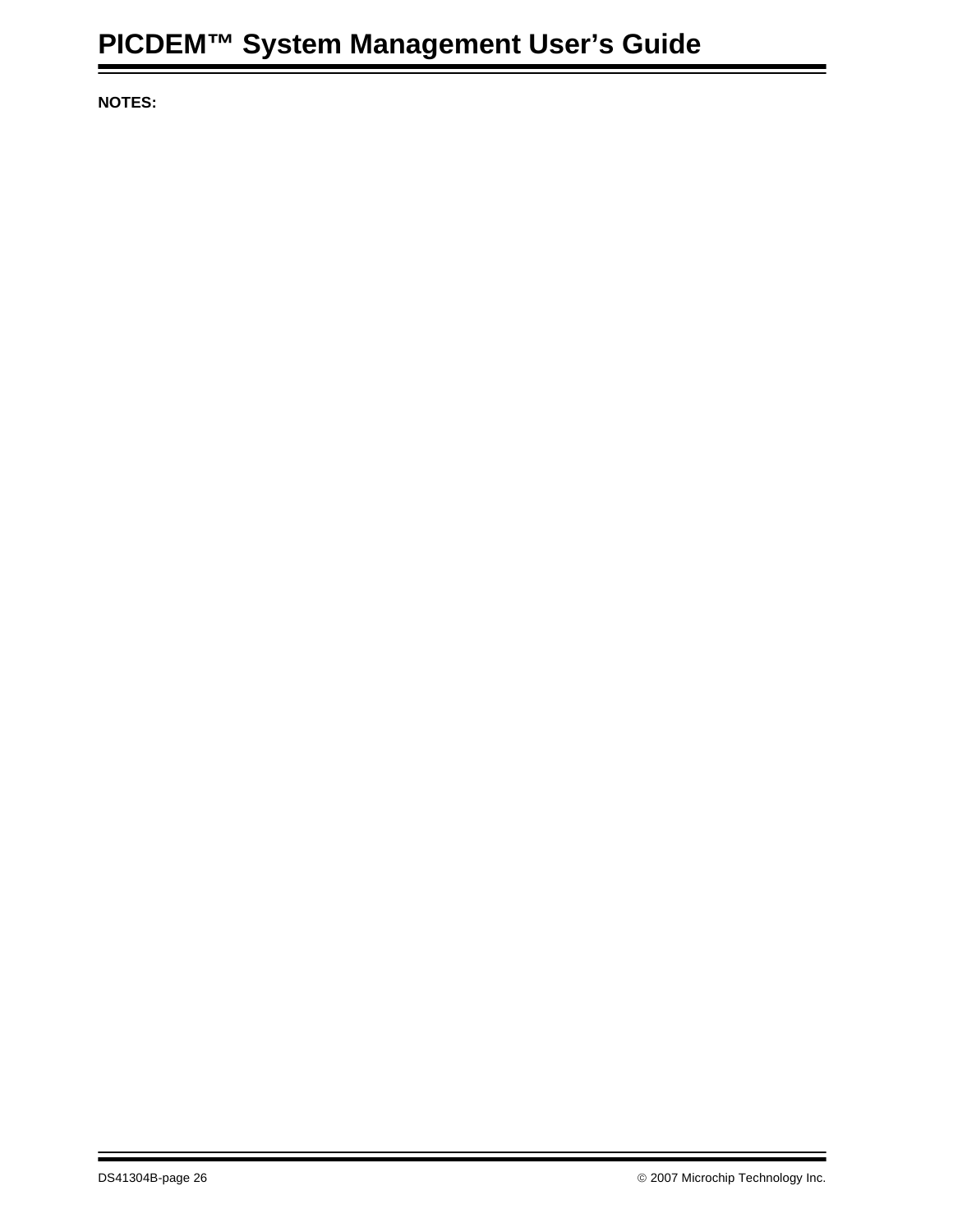**NOTES:**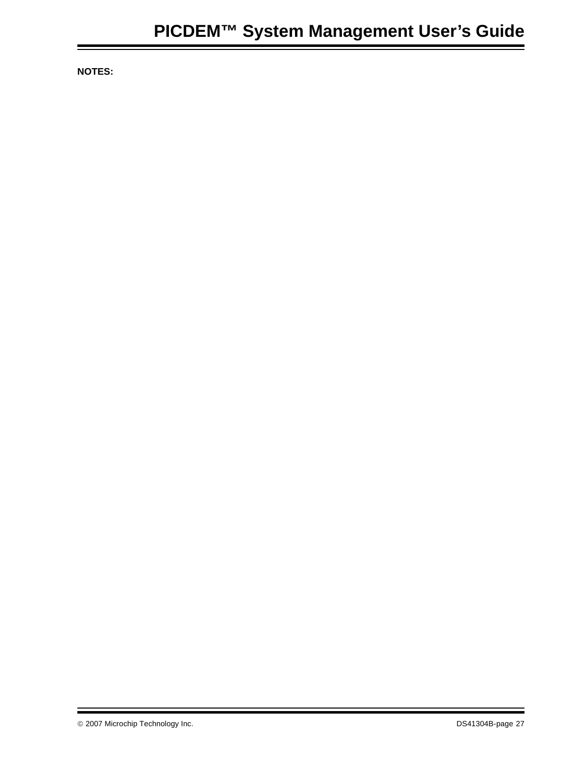**NOTES:**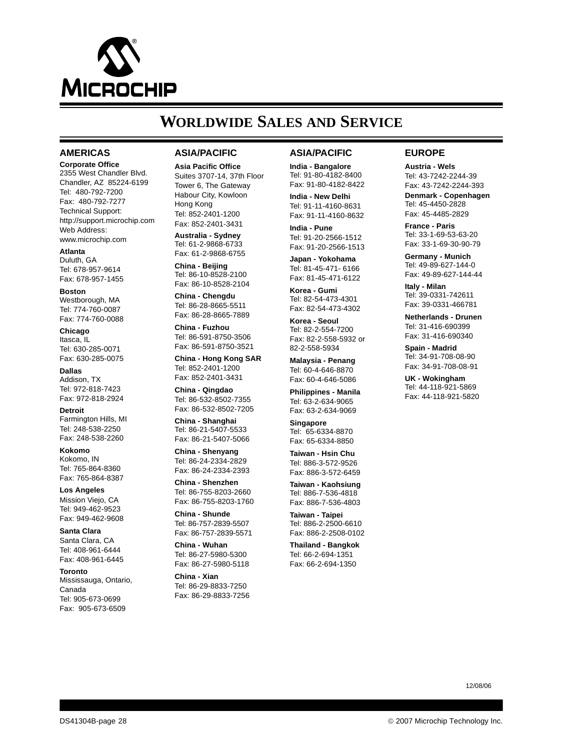# WORLDWIDE SALES AND SERVICE

## AMERICAS

**Corporate Office**
2355 West Chandler Blvd.
Chandler, AZ 85224-6199
Tel: 480-792-7200
Fax: 480-792-7277
Technical Support:
http://support.microchip.com
Web Address:
www.microchip.com

**Atlanta**
Duluth, GA
Tel: 678-957-9614
Fax: 678-957-1455

**Boston**
Westborough, MA
Tel: 774-760-0087
Fax: 774-760-0088

**Chicago**
Itasca, IL
Tel: 630-285-0071
Fax: 630-285-0075

**Dallas**
Addison, TX
Tel: 972-818-7423
Fax: 972-818-2924

**Detroit**
Farmington Hills, MI
Tel: 248-538-2250
Fax: 248-538-2260

**Kokomo**
Kokomo, IN
Tel: 765-864-8360
Fax: 765-864-8387

**Los Angeles**
Mission Viejo, CA
Tel: 949-462-9523
Fax: 949-462-9608

**Santa Clara**
Santa Clara, CA
Tel: 408-961-6444
Fax: 408-961-6445

**Toronto**
Mississauga, Ontario,
Canada
Tel: 905-673-0699
Fax: 905-673-6509

## ASIA/PACIFIC

**Asia Pacific Office**
Suites 3707-14, 37th Floor
Tower 6, The Gateway
Habour City, Kowloon
Hong Kong
Tel: 852-2401-1200
Fax: 852-2401-3431

**Australia - Sydney**
Tel: 61-2-9868-6733
Fax: 61-2-9868-6755

**China - Beijing**
Tel: 86-10-8528-2100
Fax: 86-10-8528-2104

**China - Chengdu**
Tel: 86-28-8665-5511
Fax: 86-28-8665-7889

**China - Fuzhou**
Tel: 86-591-8750-3506
Fax: 86-591-8750-3521

**China - Hong Kong SAR**
Tel: 852-2401-1200
Fax: 852-2401-3431

**China - Qingdao**
Tel: 86-532-8502-7355
Fax: 86-532-8502-7205

**China - Shanghai**
Tel: 86-21-5407-5533
Fax: 86-21-5407-5066

**China - Shenyang**
Tel: 86-24-2334-2829
Fax: 86-24-2334-2393

**China - Shenzhen**
Tel: 86-755-8203-2660
Fax: 86-755-8203-1760

**China - Shunde**
Tel: 86-757-2839-5507
Fax: 86-757-2839-5571

**China - Wuhan**
Tel: 86-27-5980-5300
Fax: 86-27-5980-5118

**China - Xian**
Tel: 86-29-8833-7250
Fax: 86-29-8833-7256

## ASIA/PACIFIC

**India - Bangalore**
Tel: 91-80-4182-8400
Fax: 91-80-4182-8422

**India - New Delhi**
Tel: 91-11-4160-8631
Fax: 91-11-4160-8632

**India - Pune**
Tel: 91-20-2566-1512
Fax: 91-20-2566-1513

**Japan - Yokohama**
Tel: 81-45-471- 6166
Fax: 81-45-471-6122

**Korea - Gumi**
Tel: 82-54-473-4301
Fax: 82-54-473-4302

**Korea - Seoul**
Tel: 82-2-554-7200
Fax: 82-2-558-5932 or
82-2-558-5934

**Malaysia - Penang**
Tel: 60-4-646-8870
Fax: 60-4-646-5086

**Philippines - Manila**
Tel: 63-2-634-9065
Fax: 63-2-634-9069

**Singapore**
Tel: 65-6334-8870
Fax: 65-6334-8850

**Taiwan - Hsin Chu**
Tel: 886-3-572-9526
Fax: 886-3-572-6459

**Taiwan - Kaohsiung**
Tel: 886-7-536-4818
Fax: 886-7-536-4803

**Taiwan - Taipei**
Tel: 886-2-2500-6610
Fax: 886-2-2508-0102

**Thailand - Bangkok**
Tel: 66-2-694-1351
Fax: 66-2-694-1350

## EUROPE

**Austria - Wels**
Tel: 43-7242-2244-39
Fax: 43-7242-2244-393

**Denmark - Copenhagen**
Tel: 45-4450-2828
Fax: 45-4485-2829

**France - Paris**
Tel: 33-1-69-53-63-20
Fax: 33-1-69-30-90-79

**Germany - Munich**
Tel: 49-89-627-144-0
Fax: 49-89-627-144-44

**Italy - Milan**
Tel: 39-0331-742611
Fax: 39-0331-466781

**Netherlands - Drunen**
Tel: 31-416-690399
Fax: 31-416-690340

**Spain - Madrid**
Tel: 34-91-708-08-90
Fax: 34-91-708-08-91

**UK - Wokingham**
Tel: 44-118-921-5869
Fax: 44-118-921-5820

12/08/06